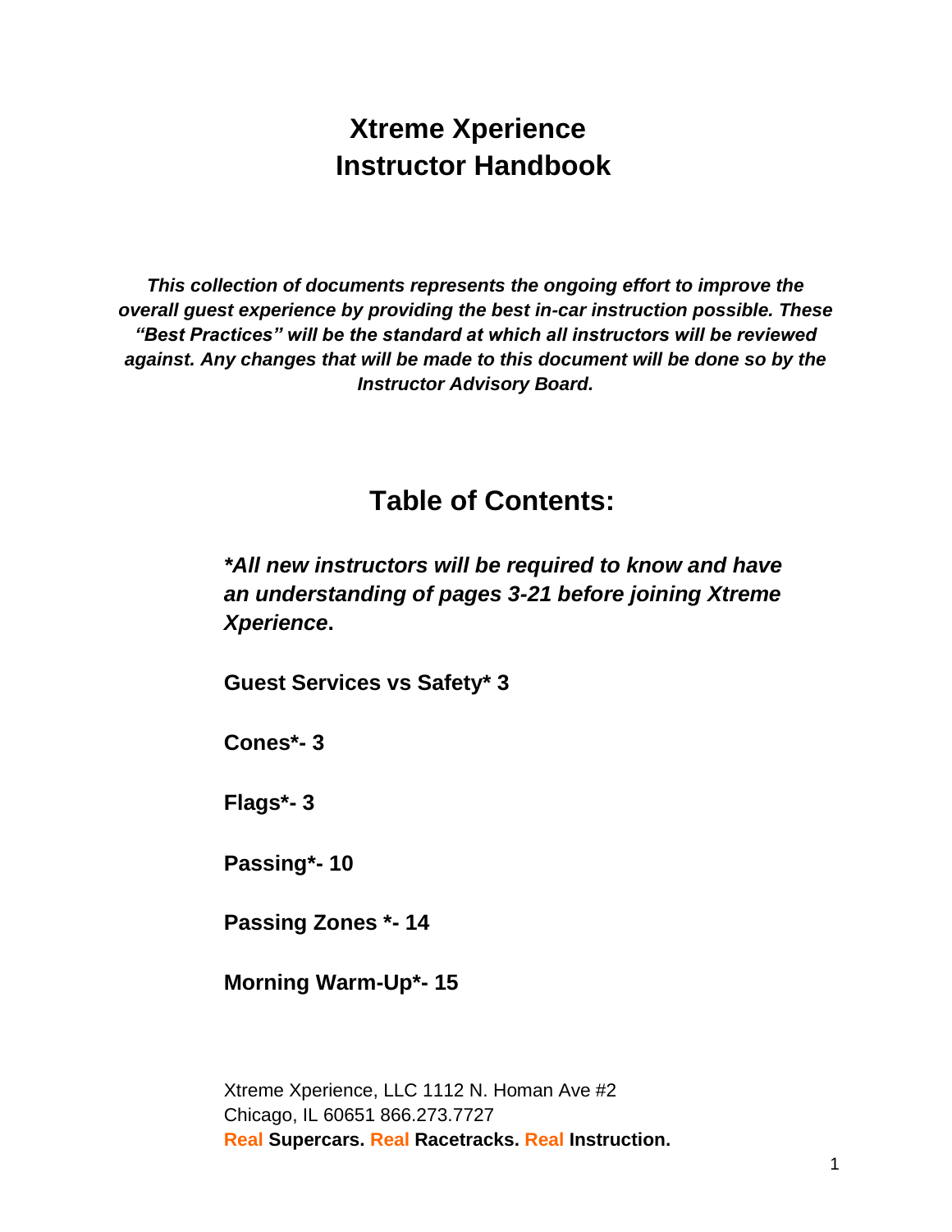# Xtreme Xperience
# Instructor Handbook

***This collection of documents represents the ongoing effort to improve the overall guest experience by providing the best in-car instruction possible. These "Best Practices" will be the standard at which all instructors will be reviewed against. Any changes that will be made to this document will be done so by the Instructor Advisory Board.***

## Table of Contents:

***\*All new instructors will be required to know and have an understanding of pages 3-21 before joining Xtreme Xperience*.**

**Guest Services vs Safety* 3**

**Cones*- 3**

**Flags*- 3**

**Passing*- 10**

**Passing Zones *- 14**

**Morning Warm-Up*- 15**

Xtreme Xperience, LLC 1112 N. Homan Ave #2
Chicago, IL 60651 866.273.7727
**Real Supercars. Real Racetracks. Real Instruction.**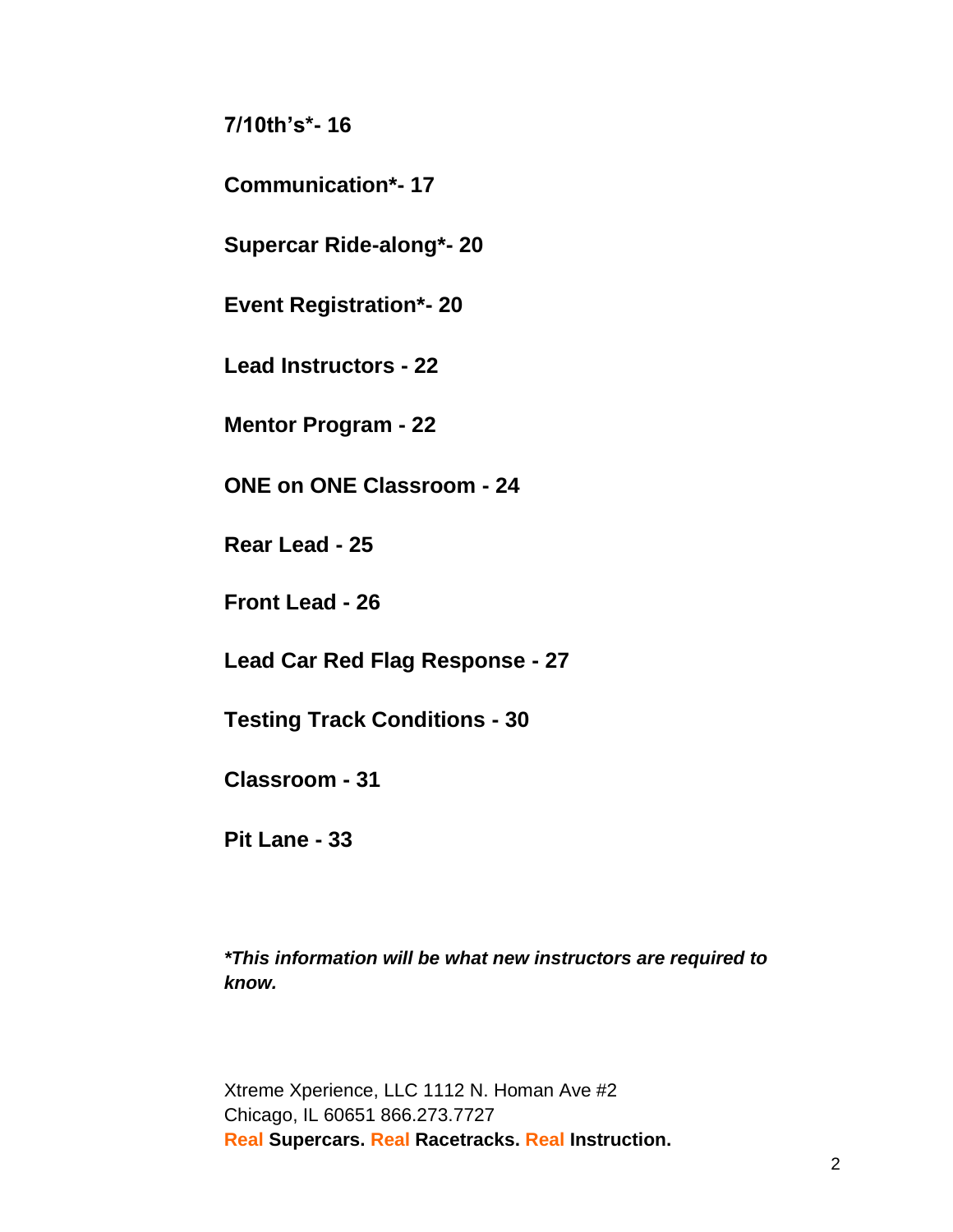**7/10th's*- 16**

**Communication*- 17**

**Supercar Ride-along*- 20**

**Event Registration*- 20**

**Lead Instructors - 22**

**Mentor Program - 22**

**ONE on ONE Classroom - 24**

**Rear Lead - 25**

**Front Lead - 26**

**Lead Car Red Flag Response - 27**

**Testing Track Conditions - 30**

**Classroom - 31**

**Pit Lane - 33**

***This information will be what new instructors are required to know.***

Xtreme Xperience, LLC 1112 N. Homan Ave #2
Chicago, IL 60651 866.273.7727
**Real Supercars. Real Racetracks. Real Instruction.**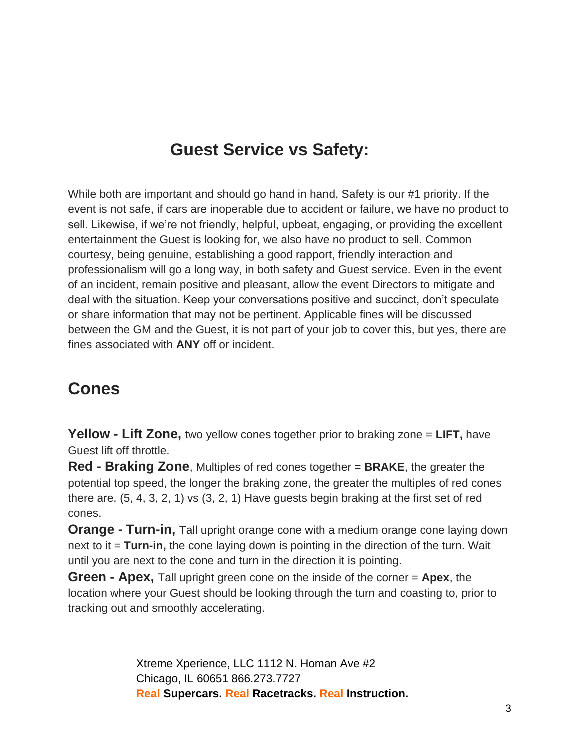## Guest Service vs Safety:

While both are important and should go hand in hand, Safety is our #1 priority. If the event is not safe, if cars are inoperable due to accident or failure, we have no product to sell. Likewise, if we're not friendly, helpful, upbeat, engaging, or providing the excellent entertainment the Guest is looking for, we also have no product to sell. Common courtesy, being genuine, establishing a good rapport, friendly interaction and professionalism will go a long way, in both safety and Guest service. Even in the event of an incident, remain positive and pleasant, allow the event Directors to mitigate and deal with the situation. Keep your conversations positive and succinct, don't speculate or share information that may not be pertinent. Applicable fines will be discussed between the GM and the Guest, it is not part of your job to cover this, but yes, there are fines associated with **ANY** off or incident.

## Cones

**Yellow - Lift Zone,** two yellow cones together prior to braking zone = **LIFT,** have Guest lift off throttle.

**Red - Braking Zone**, Multiples of red cones together = **BRAKE**, the greater the potential top speed, the longer the braking zone, the greater the multiples of red cones there are. (5, 4, 3, 2, 1) vs (3, 2, 1) Have guests begin braking at the first set of red cones.

**Orange - Turn-in,** Tall upright orange cone with a medium orange cone laying down next to it = **Turn-in,** the cone laying down is pointing in the direction of the turn. Wait until you are next to the cone and turn in the direction it is pointing.

**Green - Apex,** Tall upright green cone on the inside of the corner = **Apex**, the location where your Guest should be looking through the turn and coasting to, prior to tracking out and smoothly accelerating.

Xtreme Xperience, LLC 1112 N. Homan Ave #2
Chicago, IL 60651 866.273.7727
**Real Supercars. Real Racetracks. Real Instruction.**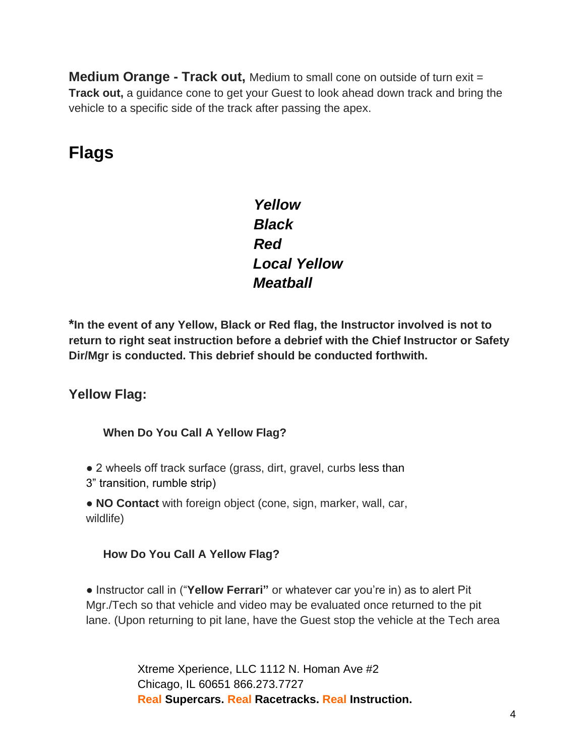**Medium Orange - Track out,** Medium to small cone on outside of turn exit = **Track out,** a guidance cone to get your Guest to look ahead down track and bring the vehicle to a specific side of the track after passing the apex.

## Flags

***Yellow***
***Black***
***Red***
***Local Yellow***
***Meatball***

***In the event of any Yellow, Black or Red flag, the Instructor involved is not to return to right seat instruction before a debrief with the Chief Instructor or Safety Dir/Mgr is conducted. This debrief should be conducted forthwith.**

### Yellow Flag:

#### When Do You Call A Yellow Flag?

- 2 wheels off track surface (grass, dirt, gravel, curbs less than 3" transition, rumble strip)
- **NO Contact** with foreign object (cone, sign, marker, wall, car, wildlife)

#### How Do You Call A Yellow Flag?

- Instructor call in ("**Yellow Ferrari"** or whatever car you're in) as to alert Pit Mgr./Tech so that vehicle and video may be evaluated once returned to the pit lane. (Upon returning to pit lane, have the Guest stop the vehicle at the Tech area

Xtreme Xperience, LLC 1112 N. Homan Ave #2
Chicago, IL 60651 866.273.7727
Real **Supercars.** Real **Racetracks.** Real **Instruction.**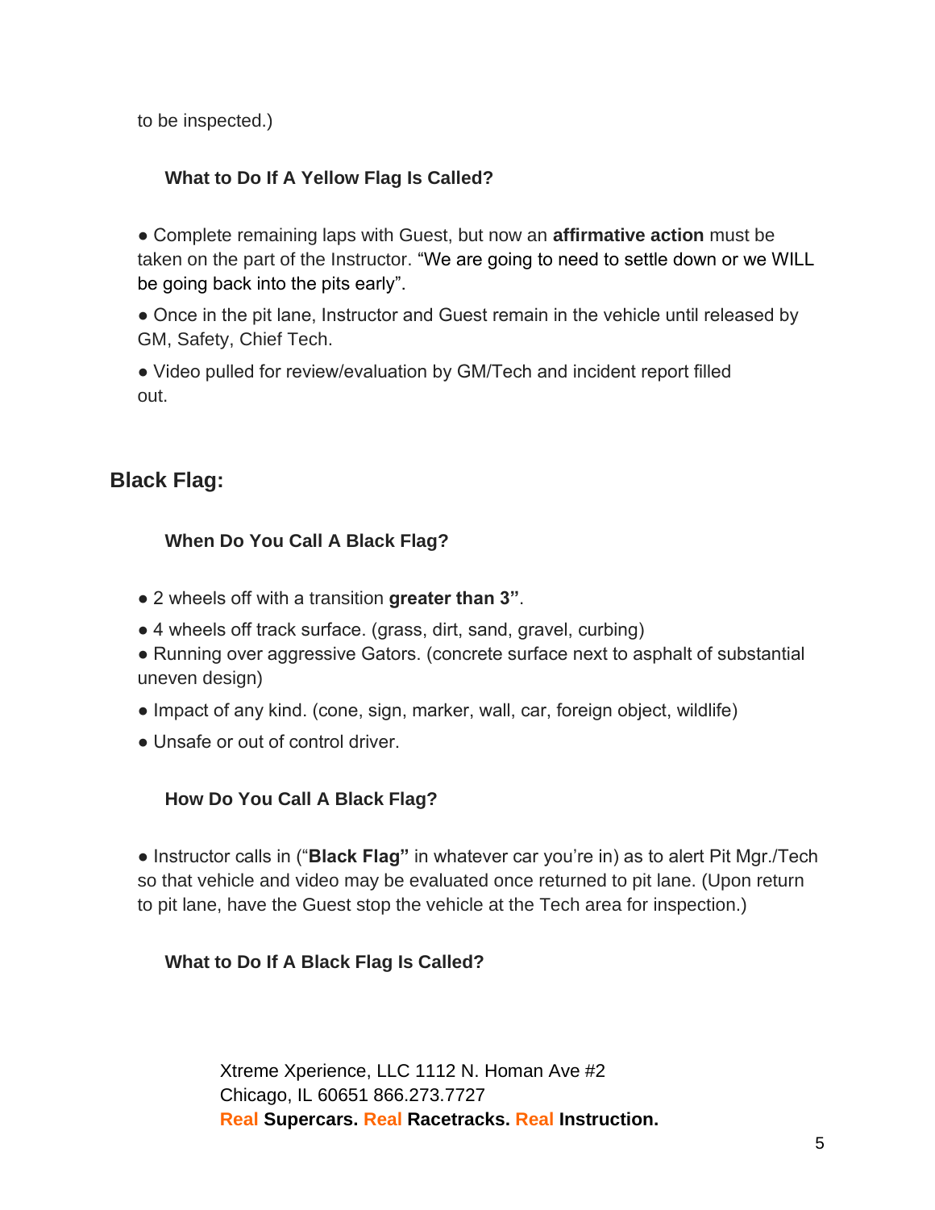to be inspected.)

### What to Do If A Yellow Flag Is Called?

- Complete remaining laps with Guest, but now an **affirmative action** must be taken on the part of the Instructor. "We are going to need to settle down or we WILL be going back into the pits early".
- Once in the pit lane, Instructor and Guest remain in the vehicle until released by GM, Safety, Chief Tech.
- Video pulled for review/evaluation by GM/Tech and incident report filled out.

## Black Flag:

### When Do You Call A Black Flag?

- 2 wheels off with a transition **greater than 3"**.
- 4 wheels off track surface. (grass, dirt, sand, gravel, curbing)
- Running over aggressive Gators. (concrete surface next to asphalt of substantial uneven design)
- Impact of any kind. (cone, sign, marker, wall, car, foreign object, wildlife)
- Unsafe or out of control driver.

### How Do You Call A Black Flag?

- Instructor calls in ("**Black Flag"** in whatever car you're in) as to alert Pit Mgr./Tech so that vehicle and video may be evaluated once returned to pit lane. (Upon return to pit lane, have the Guest stop the vehicle at the Tech area for inspection.)

### What to Do If A Black Flag Is Called?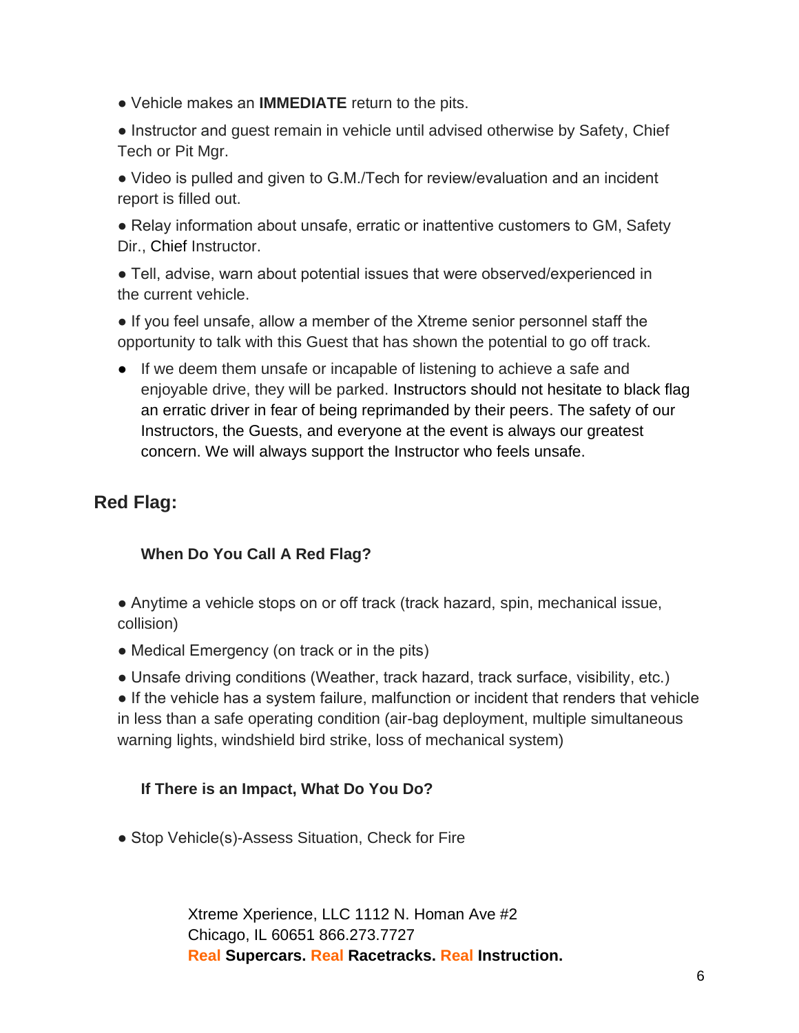- Vehicle makes an **IMMEDIATE** return to the pits.
- Instructor and guest remain in vehicle until advised otherwise by Safety, Chief Tech or Pit Mgr.
- Video is pulled and given to G.M./Tech for review/evaluation and an incident report is filled out.
- Relay information about unsafe, erratic or inattentive customers to GM, Safety Dir., Chief Instructor.
- Tell, advise, warn about potential issues that were observed/experienced in the current vehicle.
- If you feel unsafe, allow a member of the Xtreme senior personnel staff the opportunity to talk with this Guest that has shown the potential to go off track.
- If we deem them unsafe or incapable of listening to achieve a safe and enjoyable drive, they will be parked. Instructors should not hesitate to black flag an erratic driver in fear of being reprimanded by their peers. The safety of our Instructors, the Guests, and everyone at the event is always our greatest concern. We will always support the Instructor who feels unsafe.

## Red Flag:

### When Do You Call A Red Flag?

- Anytime a vehicle stops on or off track (track hazard, spin, mechanical issue, collision)
- Medical Emergency (on track or in the pits)
- Unsafe driving conditions (Weather, track hazard, track surface, visibility, etc.)
- If the vehicle has a system failure, malfunction or incident that renders that vehicle in less than a safe operating condition (air-bag deployment, multiple simultaneous warning lights, windshield bird strike, loss of mechanical system)

### If There is an Impact, What Do You Do?

- Stop Vehicle(s)-Assess Situation, Check for Fire

Xtreme Xperience, LLC 1112 N. Homan Ave #2
Chicago, IL 60651 866.273.7727
Real **Supercars.** Real **Racetracks.** Real **Instruction.**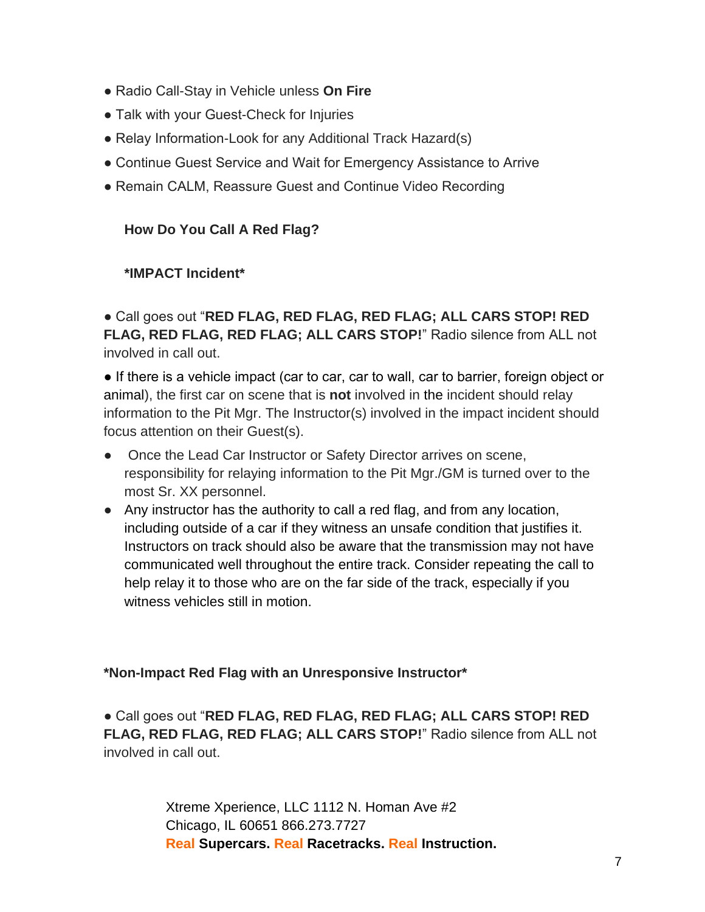- Radio Call-Stay in Vehicle unless **On Fire**
- Talk with your Guest-Check for Injuries
- Relay Information-Look for any Additional Track Hazard(s)
- Continue Guest Service and Wait for Emergency Assistance to Arrive
- Remain CALM, Reassure Guest and Continue Video Recording

**How Do You Call A Red Flag?**

***IMPACT Incident***

- Call goes out "**RED FLAG, RED FLAG, RED FLAG; ALL CARS STOP! RED FLAG, RED FLAG, RED FLAG; ALL CARS STOP!**" Radio silence from ALL not involved in call out.
- If there is a vehicle impact (car to car, car to wall, car to barrier, foreign object or animal), the first car on scene that is **not** involved in the incident should relay information to the Pit Mgr. The Instructor(s) involved in the impact incident should focus attention on their Guest(s).
- Once the Lead Car Instructor or Safety Director arrives on scene, responsibility for relaying information to the Pit Mgr./GM is turned over to the most Sr. XX personnel.
- Any instructor has the authority to call a red flag, and from any location, including outside of a car if they witness an unsafe condition that justifies it. Instructors on track should also be aware that the transmission may not have communicated well throughout the entire track. Consider repeating the call to help relay it to those who are on the far side of the track, especially if you witness vehicles still in motion.

***Non-Impact Red Flag with an Unresponsive Instructor***

- Call goes out "**RED FLAG, RED FLAG, RED FLAG; ALL CARS STOP! RED FLAG, RED FLAG, RED FLAG; ALL CARS STOP!**" Radio silence from ALL not involved in call out.

Xtreme Xperience, LLC 1112 N. Homan Ave #2
Chicago, IL 60651 866.273.7727
Real **Supercars.** Real **Racetracks.** Real **Instruction.**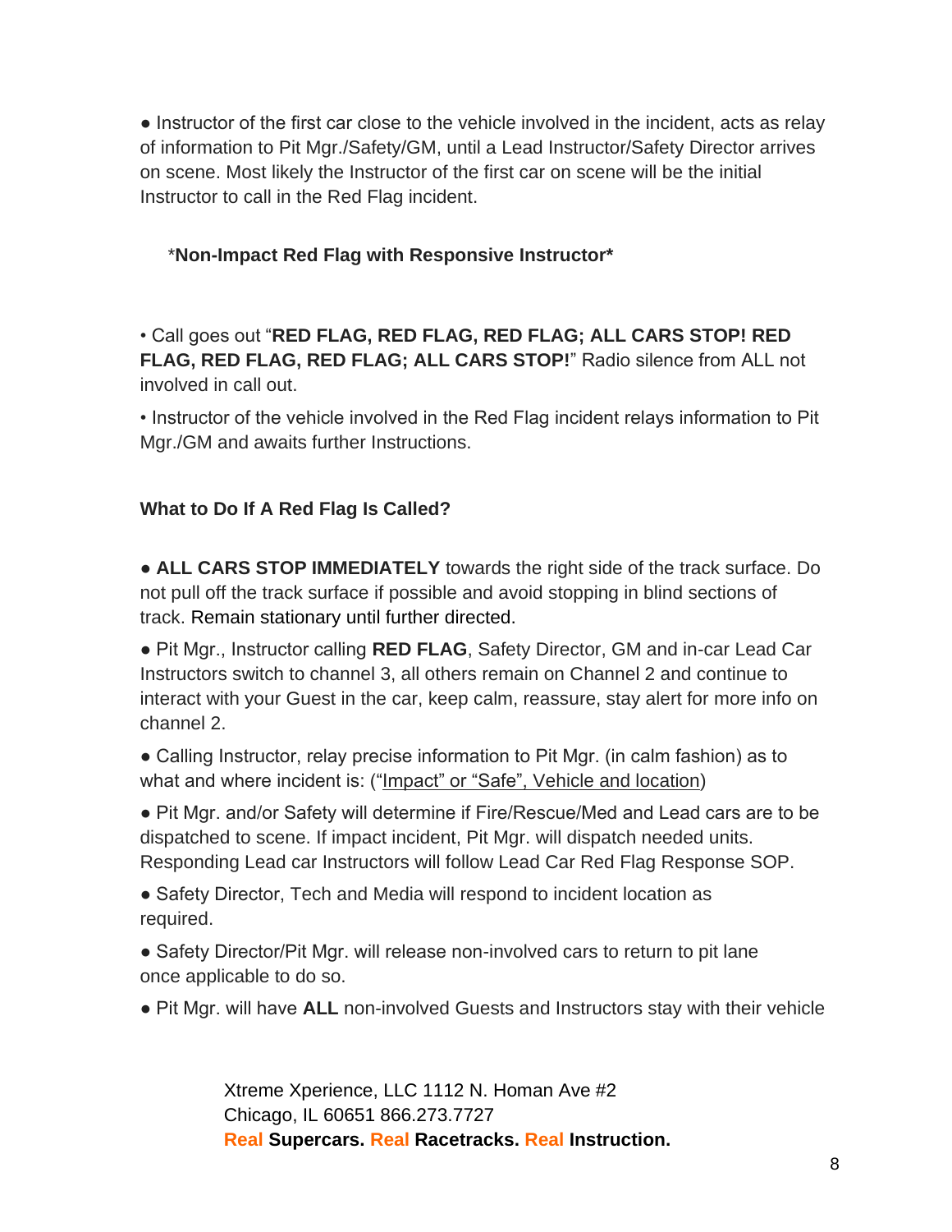- Instructor of the first car close to the vehicle involved in the incident, acts as relay of information to Pit Mgr./Safety/GM, until a Lead Instructor/Safety Director arrives on scene. Most likely the Instructor of the first car on scene will be the initial Instructor to call in the Red Flag incident.

*__Non-Impact Red Flag with Responsive Instructor__*

- Call goes out "**RED FLAG, RED FLAG, RED FLAG; ALL CARS STOP! RED FLAG, RED FLAG, RED FLAG; ALL CARS STOP!**" Radio silence from ALL not involved in call out.
- Instructor of the vehicle involved in the Red Flag incident relays information to Pit Mgr./GM and awaits further Instructions.

**What to Do If A Red Flag Is Called?**

- **ALL CARS STOP IMMEDIATELY** towards the right side of the track surface. Do not pull off the track surface if possible and avoid stopping in blind sections of track. Remain stationary until further directed.
- Pit Mgr., Instructor calling **RED FLAG**, Safety Director, GM and in-car Lead Car Instructors switch to channel 3, all others remain on Channel 2 and continue to interact with your Guest in the car, keep calm, reassure, stay alert for more info on channel 2.
- Calling Instructor, relay precise information to Pit Mgr. (in calm fashion) as to what and where incident is: (<u>"Impact" or "Safe", Vehicle and location</u>)
- Pit Mgr. and/or Safety will determine if Fire/Rescue/Med and Lead cars are to be dispatched to scene. If impact incident, Pit Mgr. will dispatch needed units. Responding Lead car Instructors will follow Lead Car Red Flag Response SOP.
- Safety Director, Tech and Media will respond to incident location as required.
- Safety Director/Pit Mgr. will release non-involved cars to return to pit lane once applicable to do so.
- Pit Mgr. will have **ALL** non-involved Guests and Instructors stay with their vehicle

Xtreme Xperience, LLC 1112 N. Homan Ave #2
Chicago, IL 60651 866.273.7727
Real **Supercars.** Real **Racetracks.** Real **Instruction.**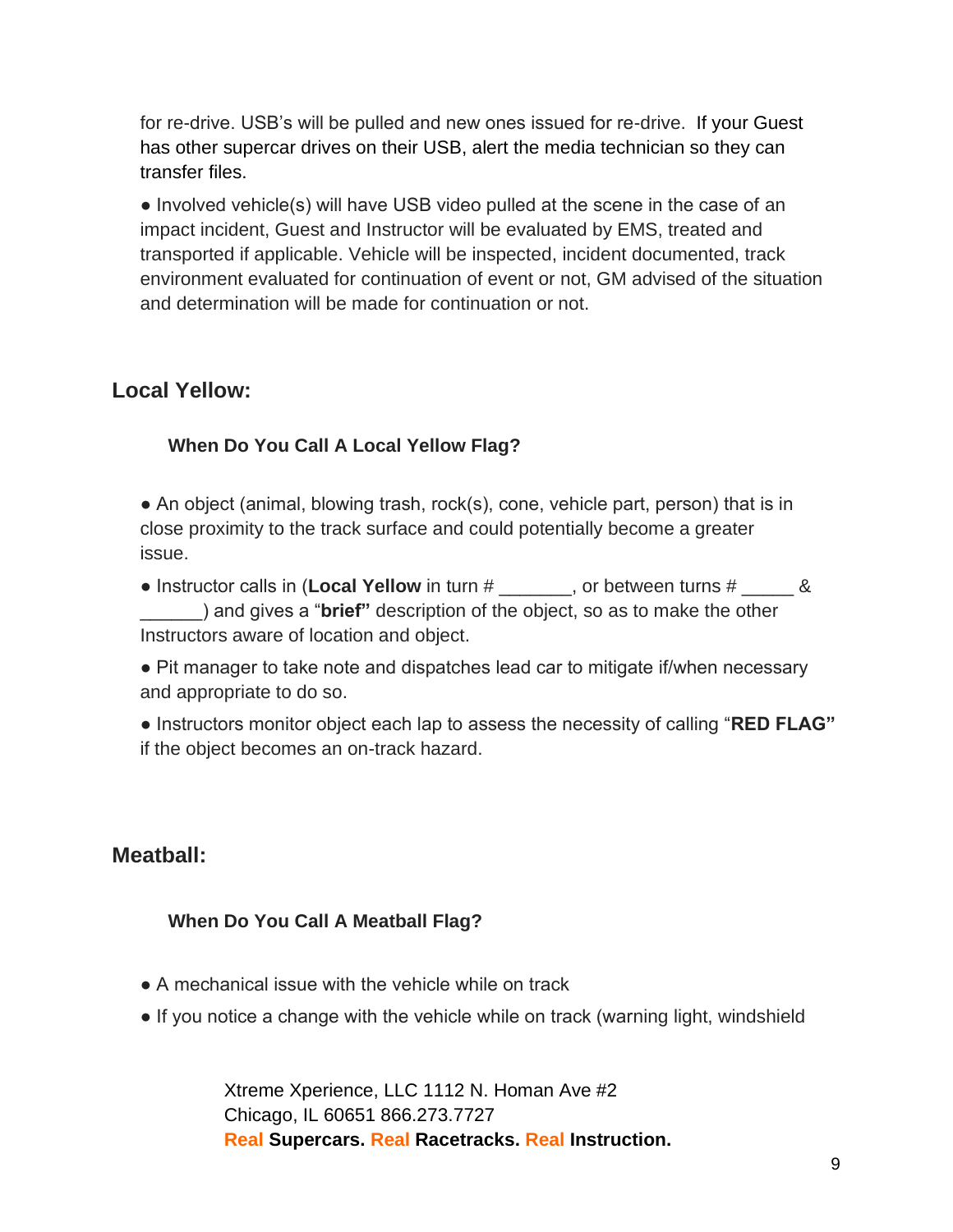for re-drive. USB's will be pulled and new ones issued for re-drive. If your Guest has other supercar drives on their USB, alert the media technician so they can transfer files.

● Involved vehicle(s) will have USB video pulled at the scene in the case of an impact incident, Guest and Instructor will be evaluated by EMS, treated and transported if applicable. Vehicle will be inspected, incident documented, track environment evaluated for continuation of event or not, GM advised of the situation and determination will be made for continuation or not.

## Local Yellow:

### When Do You Call A Local Yellow Flag?

● An object (animal, blowing trash, rock(s), cone, vehicle part, person) that is in close proximity to the track surface and could potentially become a greater issue.

● Instructor calls in (**Local Yellow** in turn # _______, or between turns # _____ & ______) and gives a "**brief"** description of the object, so as to make the other Instructors aware of location and object.

● Pit manager to take note and dispatches lead car to mitigate if/when necessary and appropriate to do so.

● Instructors monitor object each lap to assess the necessity of calling "**RED FLAG"** if the object becomes an on-track hazard.

## Meatball:

### When Do You Call A Meatball Flag?

● A mechanical issue with the vehicle while on track

● If you notice a change with the vehicle while on track (warning light, windshield

Xtreme Xperience, LLC 1112 N. Homan Ave #2
Chicago, IL 60651 866.273.7727
Real **Supercars.** Real **Racetracks.** Real **Instruction.**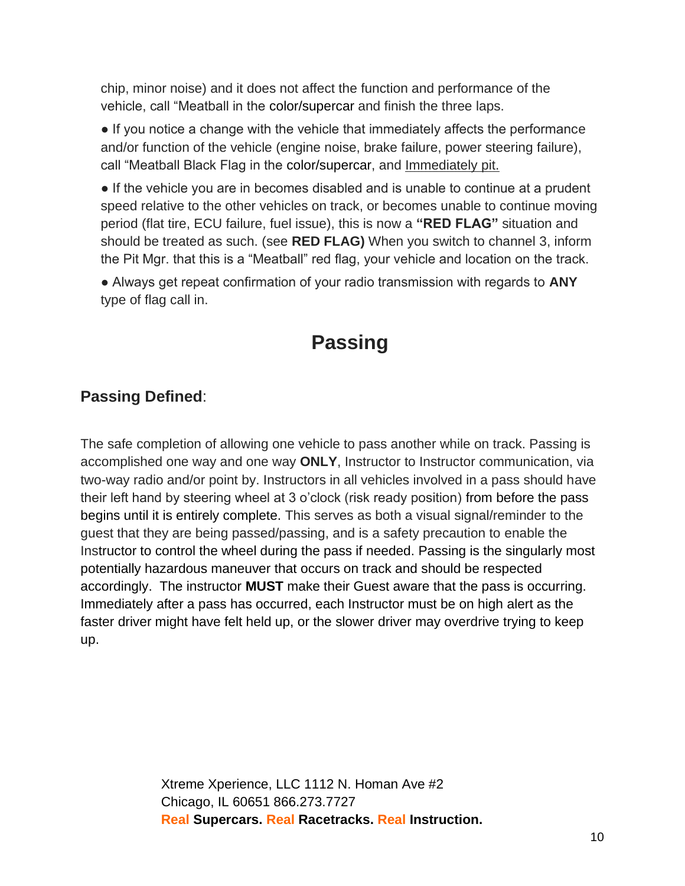chip, minor noise) and it does not affect the function and performance of the vehicle, call "Meatball in the color/supercar and finish the three laps.

- If you notice a change with the vehicle that immediately affects the performance and/or function of the vehicle (engine noise, brake failure, power steering failure), call "Meatball Black Flag in the color/supercar, and Immediately pit.
- If the vehicle you are in becomes disabled and is unable to continue at a prudent speed relative to the other vehicles on track, or becomes unable to continue moving period (flat tire, ECU failure, fuel issue), this is now a **"RED FLAG"** situation and should be treated as such. (see **RED FLAG)** When you switch to channel 3, inform the Pit Mgr. that this is a "Meatball" red flag, your vehicle and location on the track.
- Always get repeat confirmation of your radio transmission with regards to **ANY** type of flag call in.

# Passing

## Passing Defined:

The safe completion of allowing one vehicle to pass another while on track. Passing is accomplished one way and one way **ONLY**, Instructor to Instructor communication, via two-way radio and/or point by. Instructors in all vehicles involved in a pass should have their left hand by steering wheel at 3 o'clock (risk ready position) from before the pass begins until it is entirely complete. This serves as both a visual signal/reminder to the guest that they are being passed/passing, and is a safety precaution to enable the Instructor to control the wheel during the pass if needed. Passing is the singularly most potentially hazardous maneuver that occurs on track and should be respected accordingly. The instructor **MUST** make their Guest aware that the pass is occurring. Immediately after a pass has occurred, each Instructor must be on high alert as the faster driver might have felt held up, or the slower driver may overdrive trying to keep up.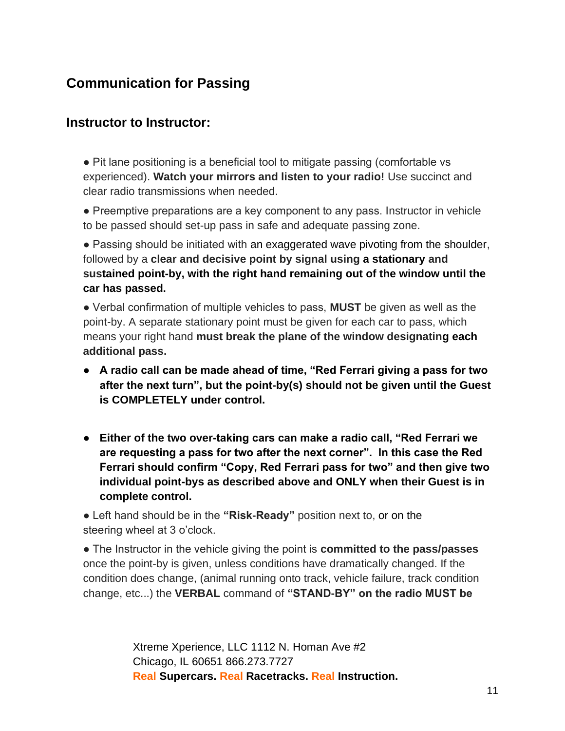## Communication for Passing

### Instructor to Instructor:

- Pit lane positioning is a beneficial tool to mitigate passing (comfortable vs experienced). **Watch your mirrors and listen to your radio!** Use succinct and clear radio transmissions when needed.
- Preemptive preparations are a key component to any pass. Instructor in vehicle to be passed should set-up pass in safe and adequate passing zone.
- Passing should be initiated with an exaggerated wave pivoting from the shoulder, followed by a **clear and decisive point by signal using a stationary and sustained point-by, with the right hand remaining out of the window until the car has passed.**
- Verbal confirmation of multiple vehicles to pass, **MUST** be given as well as the point-by. A separate stationary point must be given for each car to pass, which means your right hand **must break the plane of the window designating each additional pass.**
- **A radio call can be made ahead of time, "Red Ferrari giving a pass for two after the next turn", but the point-by(s) should not be given until the Guest is COMPLETELY under control.**
- **Either of the two over-taking cars can make a radio call, "Red Ferrari we are requesting a pass for two after the next corner". In this case the Red Ferrari should confirm "Copy, Red Ferrari pass for two" and then give two individual point-bys as described above and ONLY when their Guest is in complete control.**
- Left hand should be in the **"Risk-Ready"** position next to, or on the steering wheel at 3 o'clock.
- The Instructor in the vehicle giving the point is **committed to the pass/passes** once the point-by is given, unless conditions have dramatically changed. If the condition does change, (animal running onto track, vehicle failure, track condition change, etc...) the **VERBAL** command of **"STAND-BY" on the radio MUST be**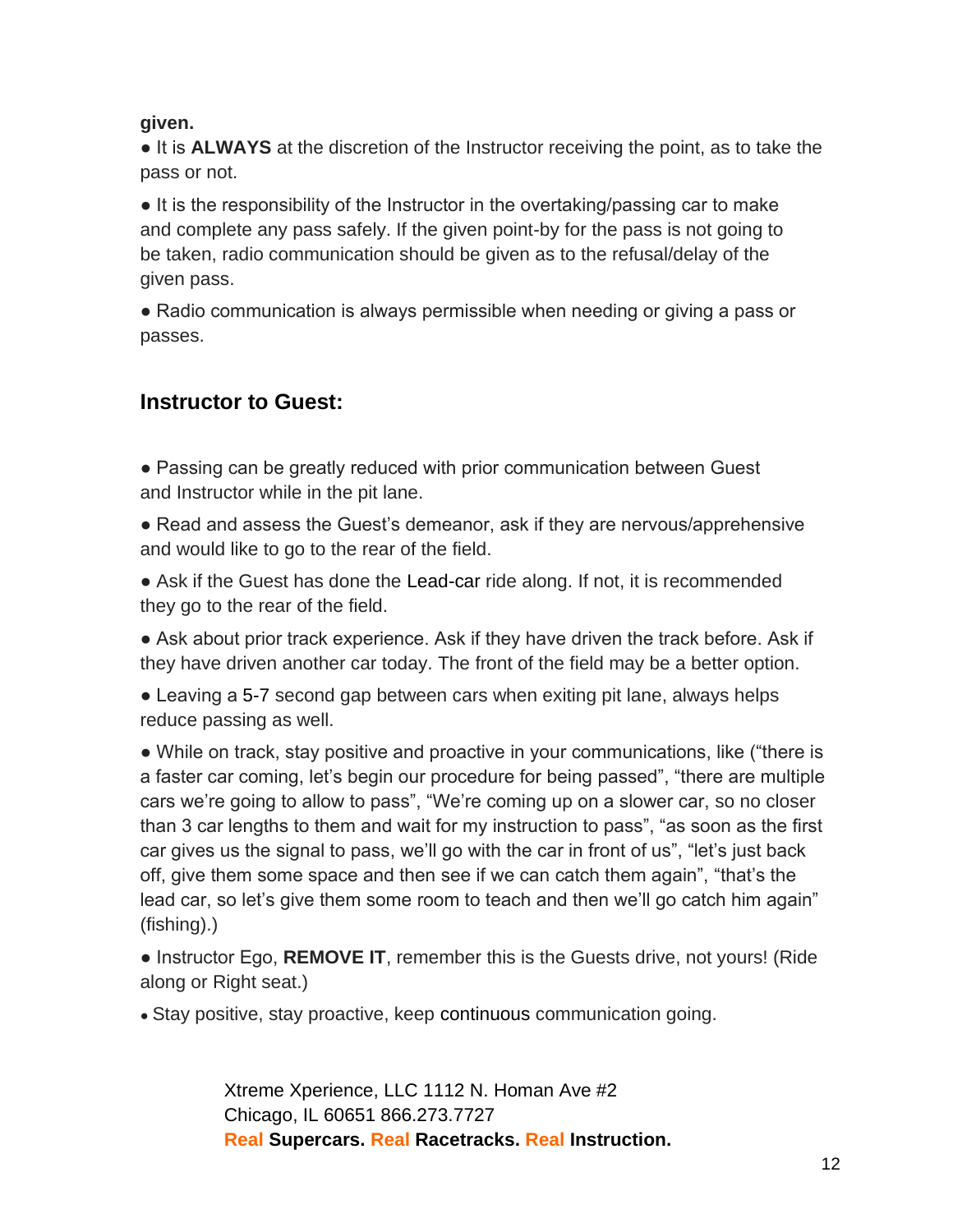**given.**

- It is **ALWAYS** at the discretion of the Instructor receiving the point, as to take the pass or not.
- It is the responsibility of the Instructor in the overtaking/passing car to make and complete any pass safely. If the given point-by for the pass is not going to be taken, radio communication should be given as to the refusal/delay of the given pass.
- Radio communication is always permissible when needing or giving a pass or passes.

## Instructor to Guest:

- Passing can be greatly reduced with prior communication between Guest and Instructor while in the pit lane.
- Read and assess the Guest's demeanor, ask if they are nervous/apprehensive and would like to go to the rear of the field.
- Ask if the Guest has done the Lead-car ride along. If not, it is recommended they go to the rear of the field.
- Ask about prior track experience. Ask if they have driven the track before. Ask if they have driven another car today. The front of the field may be a better option.
- Leaving a 5-7 second gap between cars when exiting pit lane, always helps reduce passing as well.
- While on track, stay positive and proactive in your communications, like ("there is a faster car coming, let's begin our procedure for being passed", "there are multiple cars we're going to allow to pass", "We're coming up on a slower car, so no closer than 3 car lengths to them and wait for my instruction to pass", "as soon as the first car gives us the signal to pass, we'll go with the car in front of us", "let's just back off, give them some space and then see if we can catch them again", "that's the lead car, so let's give them some room to teach and then we'll go catch him again" (fishing).)
- Instructor Ego, **REMOVE IT**, remember this is the Guests drive, not yours! (Ride along or Right seat.)
- Stay positive, stay proactive, keep continuous communication going.

Xtreme Xperience, LLC 1112 N. Homan Ave #2
Chicago, IL 60651 866.273.7727
Real **Supercars.** Real **Racetracks.** Real **Instruction.**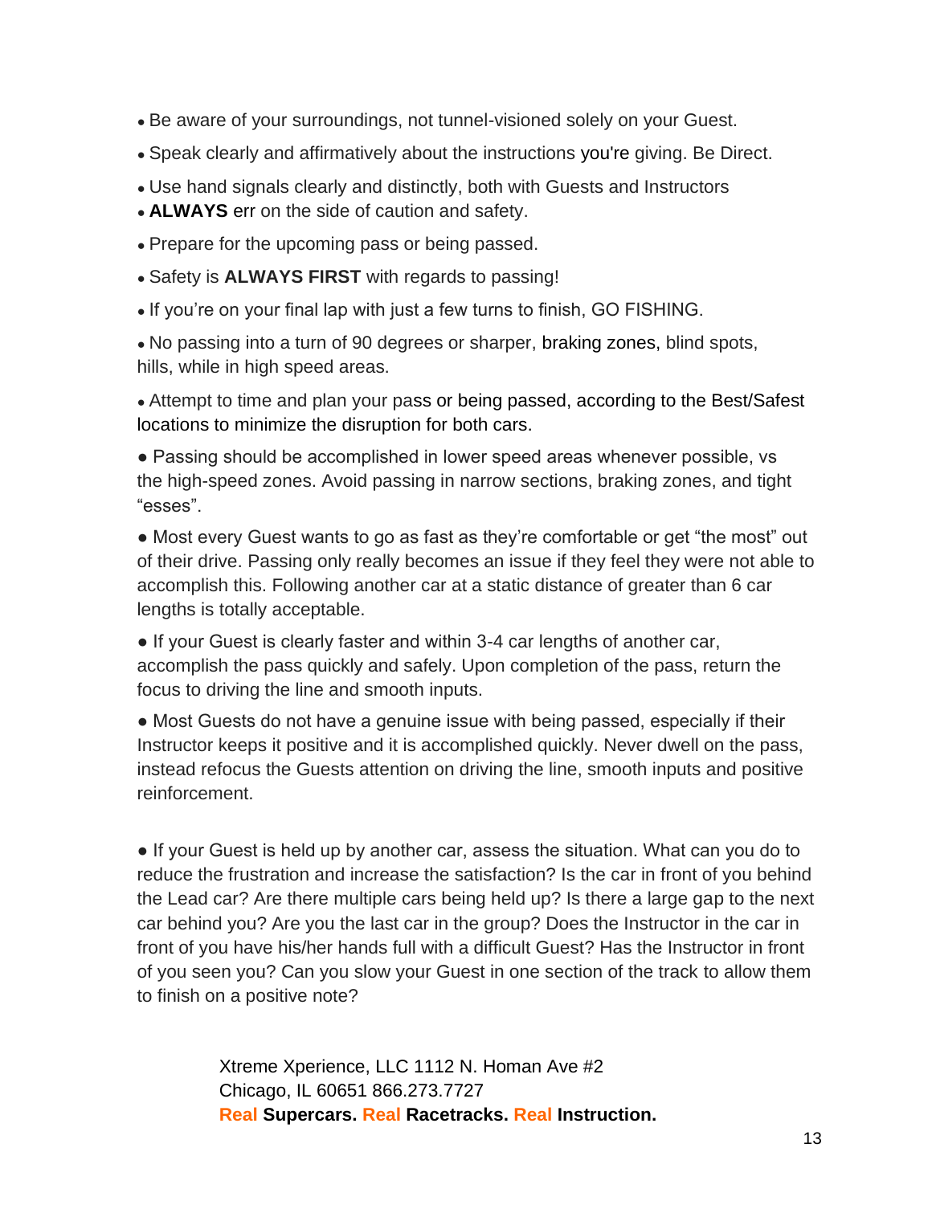- Be aware of your surroundings, not tunnel-visioned solely on your Guest.
- Speak clearly and affirmatively about the instructions you're giving. Be Direct.
- Use hand signals clearly and distinctly, both with Guests and Instructors
- **ALWAYS** err on the side of caution and safety.
- Prepare for the upcoming pass or being passed.
- Safety is **ALWAYS FIRST** with regards to passing!
- If you're on your final lap with just a few turns to finish, GO FISHING.
- No passing into a turn of 90 degrees or sharper, braking zones, blind spots, hills, while in high speed areas.
- Attempt to time and plan your pass or being passed, according to the Best/Safest locations to minimize the disruption for both cars.
- Passing should be accomplished in lower speed areas whenever possible, vs the high-speed zones. Avoid passing in narrow sections, braking zones, and tight "esses".
- Most every Guest wants to go as fast as they're comfortable or get "the most" out of their drive. Passing only really becomes an issue if they feel they were not able to accomplish this. Following another car at a static distance of greater than 6 car lengths is totally acceptable.
- If your Guest is clearly faster and within 3-4 car lengths of another car, accomplish the pass quickly and safely. Upon completion of the pass, return the focus to driving the line and smooth inputs.
- Most Guests do not have a genuine issue with being passed, especially if their Instructor keeps it positive and it is accomplished quickly. Never dwell on the pass, instead refocus the Guests attention on driving the line, smooth inputs and positive reinforcement.
- If your Guest is held up by another car, assess the situation. What can you do to reduce the frustration and increase the satisfaction? Is the car in front of you behind the Lead car? Are there multiple cars being held up? Is there a large gap to the next car behind you? Are you the last car in the group? Does the Instructor in the car in front of you have his/her hands full with a difficult Guest? Has the Instructor in front of you seen you? Can you slow your Guest in one section of the track to allow them to finish on a positive note?

Xtreme Xperience, LLC 1112 N. Homan Ave #2
Chicago, IL 60651 866.273.7727
Real **Supercars.** Real **Racetracks.** Real **Instruction.**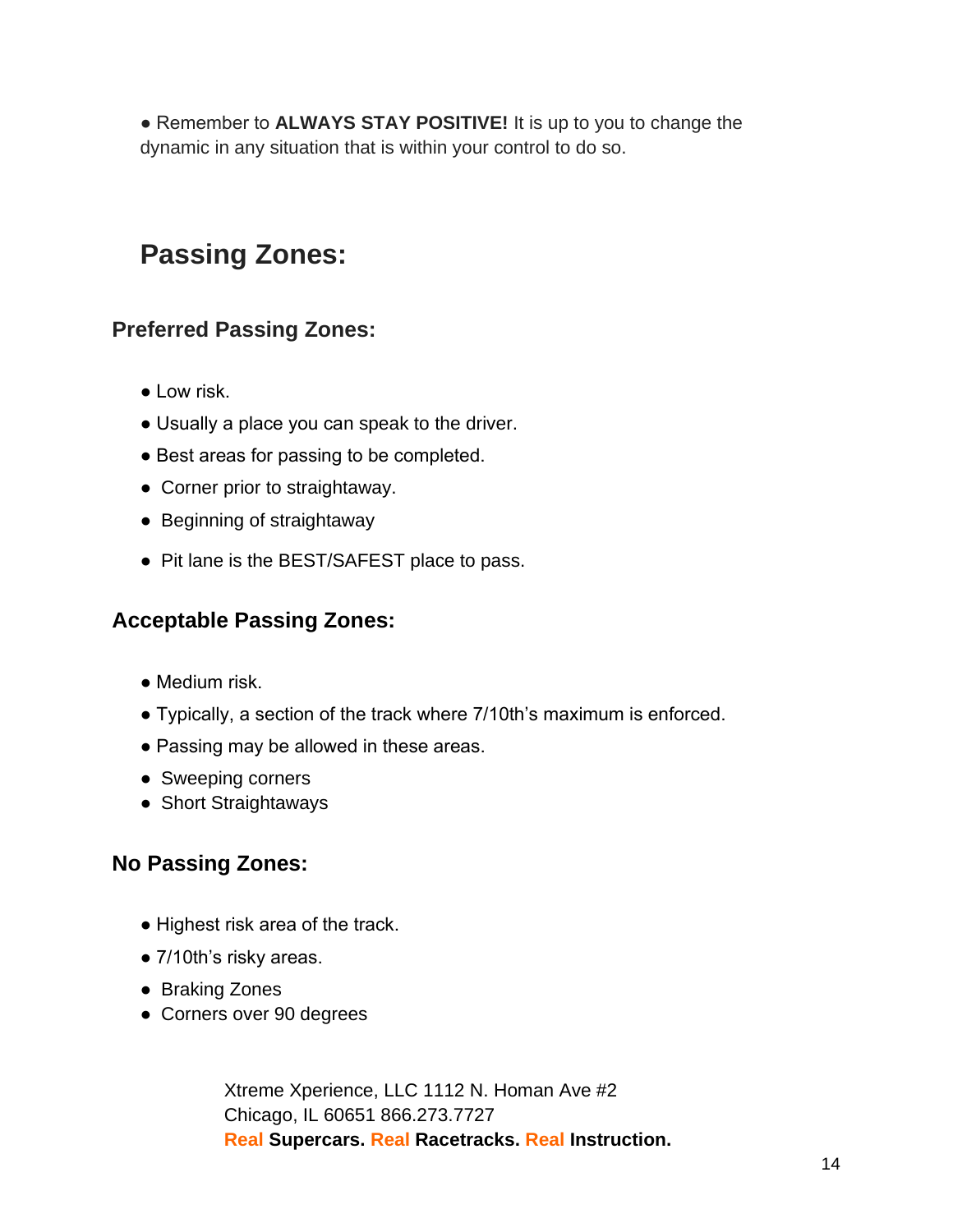- Remember to **ALWAYS STAY POSITIVE!** It is up to you to change the dynamic in any situation that is within your control to do so.

## Passing Zones:

### Preferred Passing Zones:

- Low risk.
- Usually a place you can speak to the driver.
- Best areas for passing to be completed.
- Corner prior to straightaway.
- Beginning of straightaway
- Pit lane is the BEST/SAFEST place to pass.

### Acceptable Passing Zones:

- Medium risk.
- Typically, a section of the track where 7/10th's maximum is enforced.
- Passing may be allowed in these areas.
- Sweeping corners
- Short Straightaways

### No Passing Zones:

- Highest risk area of the track.
- 7/10th's risky areas.
- Braking Zones
- Corners over 90 degrees

Xtreme Xperience, LLC 1112 N. Homan Ave #2
Chicago, IL 60651 866.273.7727
Real **Supercars.** Real **Racetracks.** Real **Instruction.**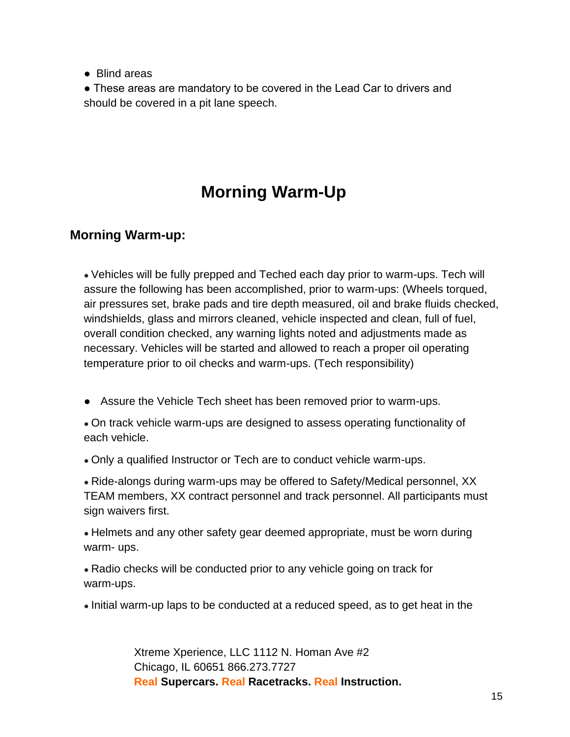- Blind areas
- These areas are mandatory to be covered in the Lead Car to drivers and should be covered in a pit lane speech.

# Morning Warm-Up

## Morning Warm-up:

- Vehicles will be fully prepped and Teched each day prior to warm-ups. Tech will assure the following has been accomplished, prior to warm-ups: (Wheels torqued, air pressures set, brake pads and tire depth measured, oil and brake fluids checked, windshields, glass and mirrors cleaned, vehicle inspected and clean, full of fuel, overall condition checked, any warning lights noted and adjustments made as necessary. Vehicles will be started and allowed to reach a proper oil operating temperature prior to oil checks and warm-ups. (Tech responsibility)

- Assure the Vehicle Tech sheet has been removed prior to warm-ups.
- On track vehicle warm-ups are designed to assess operating functionality of each vehicle.
- Only a qualified Instructor or Tech are to conduct vehicle warm-ups.
- Ride-alongs during warm-ups may be offered to Safety/Medical personnel, XX TEAM members, XX contract personnel and track personnel. All participants must sign waivers first.
- Helmets and any other safety gear deemed appropriate, must be worn during warm- ups.
- Radio checks will be conducted prior to any vehicle going on track for warm-ups.
- Initial warm-up laps to be conducted at a reduced speed, as to get heat in the

Xtreme Xperience, LLC 1112 N. Homan Ave #2
Chicago, IL 60651 866.273.7727
**Real Supercars. Real Racetracks. Real Instruction.**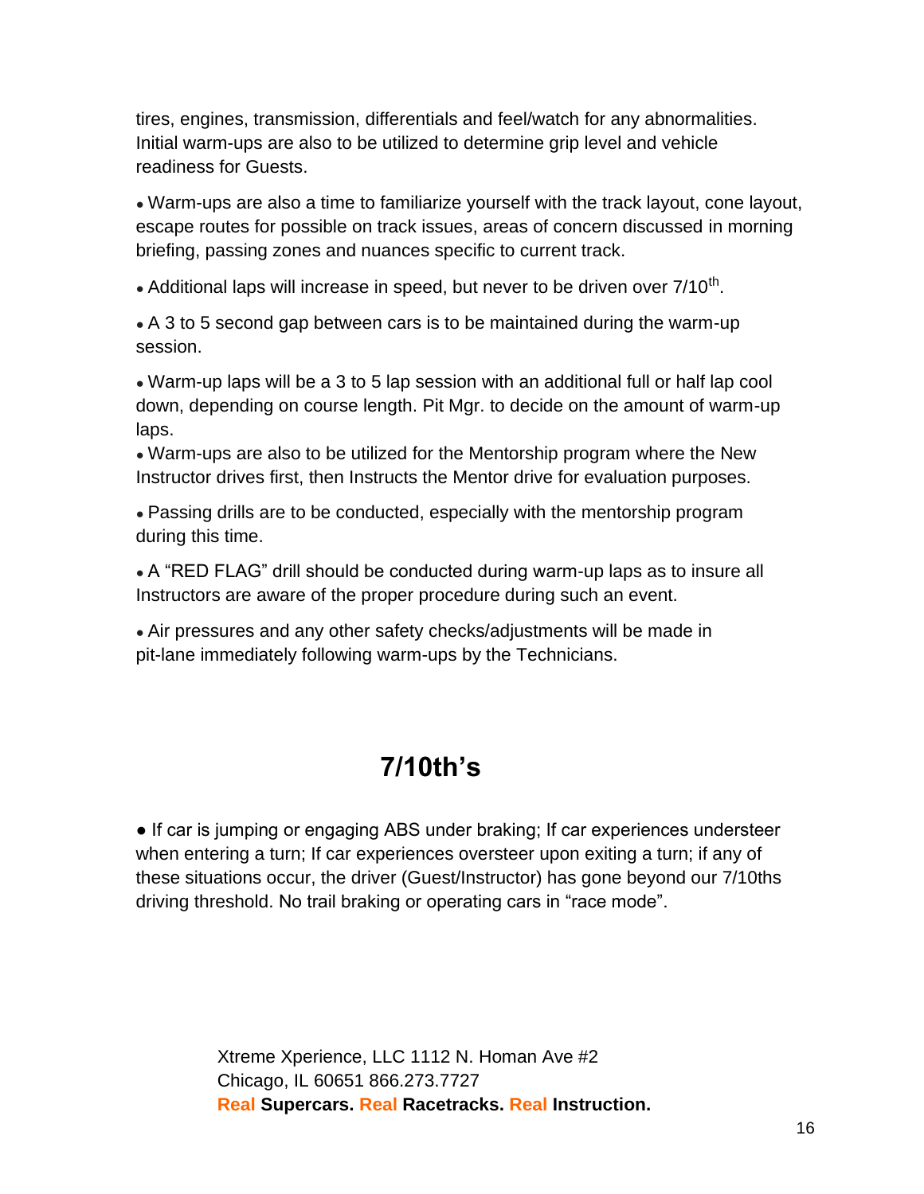tires, engines, transmission, differentials and feel/watch for any abnormalities. Initial warm-ups are also to be utilized to determine grip level and vehicle readiness for Guests.

- Warm-ups are also a time to familiarize yourself with the track layout, cone layout, escape routes for possible on track issues, areas of concern discussed in morning briefing, passing zones and nuances specific to current track.
- Additional laps will increase in speed, but never to be driven over 7/10th.
- A 3 to 5 second gap between cars is to be maintained during the warm-up session.
- Warm-up laps will be a 3 to 5 lap session with an additional full or half lap cool down, depending on course length. Pit Mgr. to decide on the amount of warm-up laps.
- Warm-ups are also to be utilized for the Mentorship program where the New Instructor drives first, then Instructs the Mentor drive for evaluation purposes.
- Passing drills are to be conducted, especially with the mentorship program during this time.
- A “RED FLAG” drill should be conducted during warm-up laps as to insure all Instructors are aware of the proper procedure during such an event.
- Air pressures and any other safety checks/adjustments will be made in pit-lane immediately following warm-ups by the Technicians.

## 7/10th’s

- If car is jumping or engaging ABS under braking; If car experiences understeer when entering a turn; If car experiences oversteer upon exiting a turn; if any of these situations occur, the driver (Guest/Instructor) has gone beyond our 7/10ths driving threshold. No trail braking or operating cars in “race mode”.

Xtreme Xperience, LLC 1112 N. Homan Ave #2
Chicago, IL 60651 866.273.7727
Real **Supercars.** Real **Racetracks.** Real **Instruction.**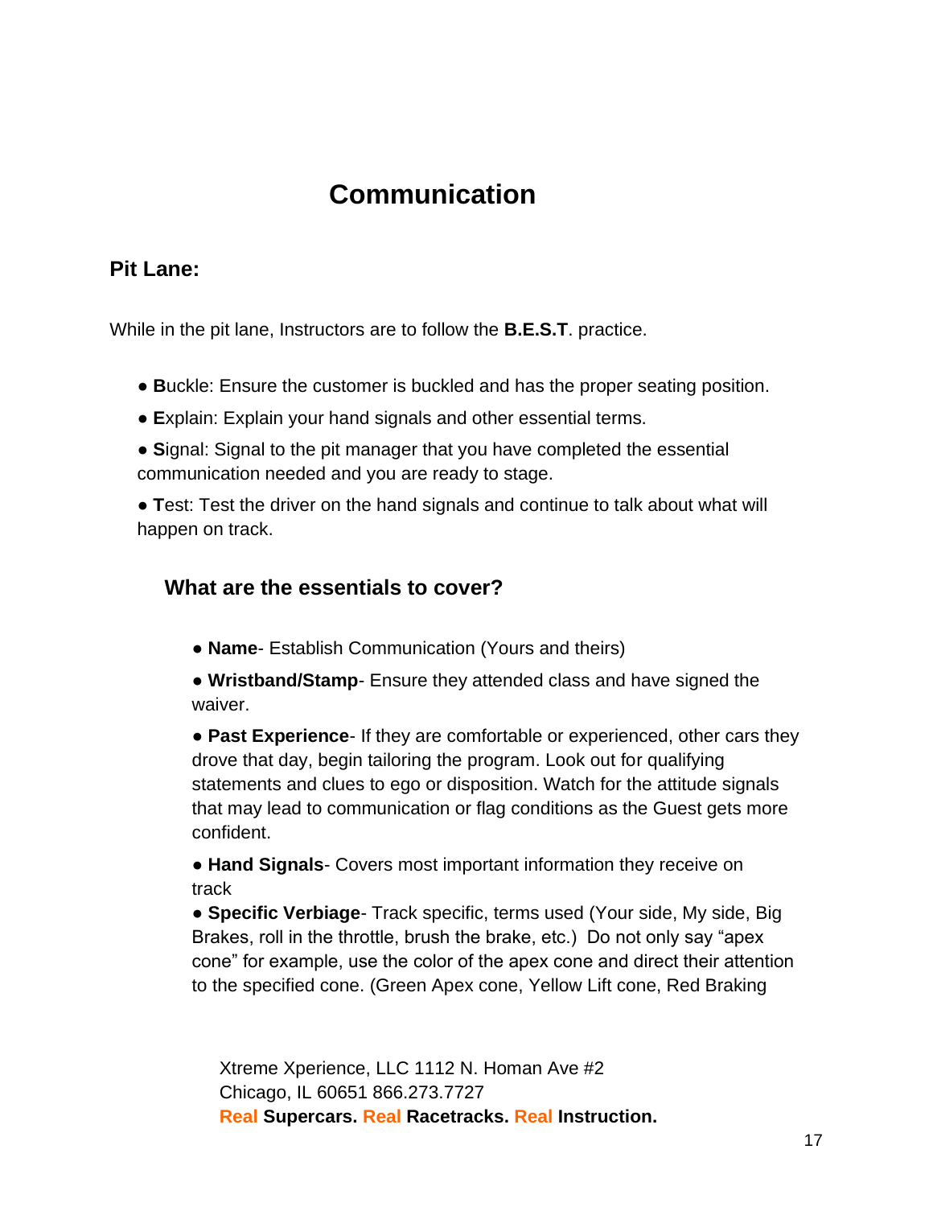# Communication

## Pit Lane:

While in the pit lane, Instructors are to follow the **B.E.S.T**. practice.

- **B**uckle: Ensure the customer is buckled and has the proper seating position.
- **E**xplain: Explain your hand signals and other essential terms.
- **S**ignal: Signal to the pit manager that you have completed the essential communication needed and you are ready to stage.
- **T**est: Test the driver on the hand signals and continue to talk about what will happen on track.

### What are the essentials to cover?

- **Name**- Establish Communication (Yours and theirs)
- **Wristband/Stamp**- Ensure they attended class and have signed the waiver.
- **Past Experience**- If they are comfortable or experienced, other cars they drove that day, begin tailoring the program. Look out for qualifying statements and clues to ego or disposition. Watch for the attitude signals that may lead to communication or flag conditions as the Guest gets more confident.
- **Hand Signals**- Covers most important information they receive on track
- **Specific Verbiage**- Track specific, terms used (Your side, My side, Big Brakes, roll in the throttle, brush the brake, etc.) Do not only say "apex cone" for example, use the color of the apex cone and direct their attention to the specified cone. (Green Apex cone, Yellow Lift cone, Red Braking

Xtreme Xperience, LLC 1112 N. Homan Ave #2
Chicago, IL 60651 866.273.7727
**Real Supercars. Real Racetracks. Real Instruction.**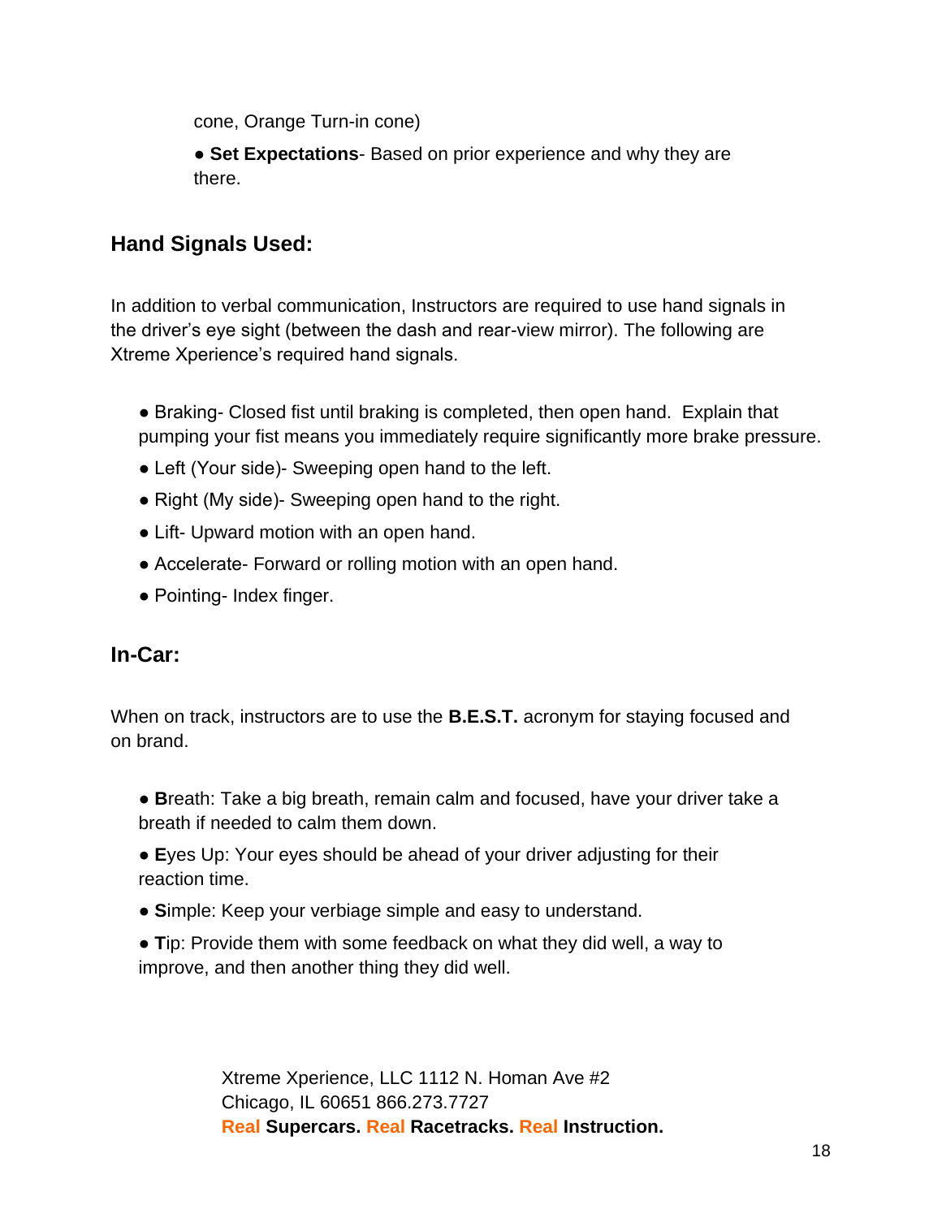cone, Orange Turn-in cone)

- **Set Expectations**- Based on prior experience and why they are there.

## Hand Signals Used:

In addition to verbal communication, Instructors are required to use hand signals in the driver's eye sight (between the dash and rear-view mirror). The following are Xtreme Xperience's required hand signals.

- Braking- Closed fist until braking is completed, then open hand. Explain that pumping your fist means you immediately require significantly more brake pressure.
- Left (Your side)- Sweeping open hand to the left.
- Right (My side)- Sweeping open hand to the right.
- Lift- Upward motion with an open hand.
- Accelerate- Forward or rolling motion with an open hand.
- Pointing- Index finger.

## In-Car:

When on track, instructors are to use the **B.E.S.T.** acronym for staying focused and on brand.

- **B**reath: Take a big breath, remain calm and focused, have your driver take a breath if needed to calm them down.
- **E**yes Up: Your eyes should be ahead of your driver adjusting for their reaction time.
- **S**imple: Keep your verbiage simple and easy to understand.
- **T**ip: Provide them with some feedback on what they did well, a way to improve, and then another thing they did well.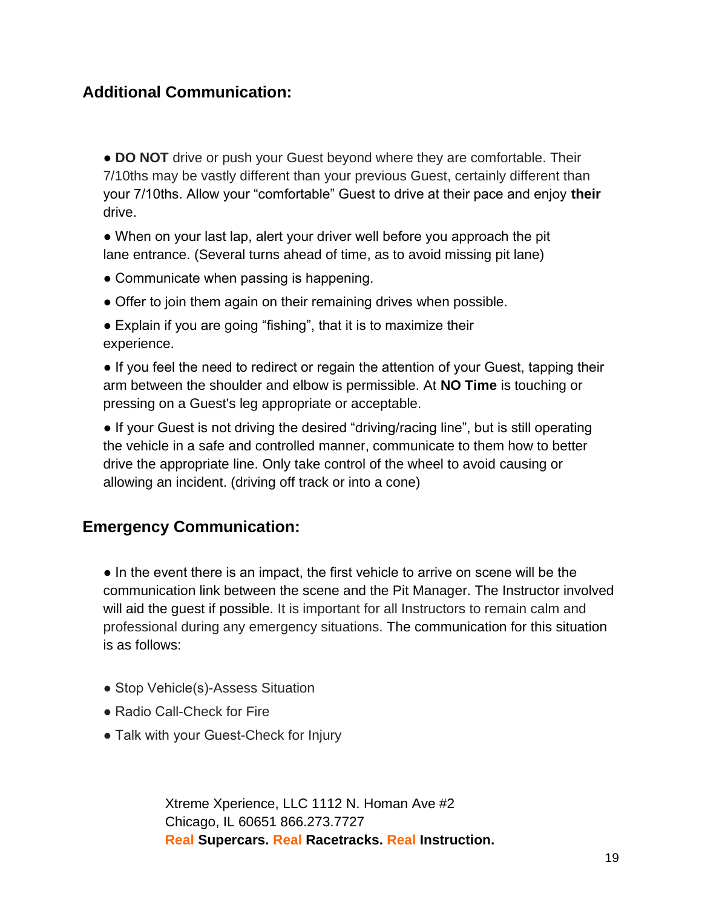## Additional Communication:

- **DO NOT** drive or push your Guest beyond where they are comfortable. Their 7/10ths may be vastly different than your previous Guest, certainly different than your 7/10ths. Allow your "comfortable" Guest to drive at their pace and enjoy **their** drive.
- When on your last lap, alert your driver well before you approach the pit lane entrance. (Several turns ahead of time, as to avoid missing pit lane)
- Communicate when passing is happening.
- Offer to join them again on their remaining drives when possible.
- Explain if you are going "fishing", that it is to maximize their experience.
- If you feel the need to redirect or regain the attention of your Guest, tapping their arm between the shoulder and elbow is permissible. At **NO Time** is touching or pressing on a Guest's leg appropriate or acceptable.
- If your Guest is not driving the desired "driving/racing line", but is still operating the vehicle in a safe and controlled manner, communicate to them how to better drive the appropriate line. Only take control of the wheel to avoid causing or allowing an incident. (driving off track or into a cone)

## Emergency Communication:

- In the event there is an impact, the first vehicle to arrive on scene will be the communication link between the scene and the Pit Manager. The Instructor involved will aid the guest if possible. It is important for all Instructors to remain calm and professional during any emergency situations. The communication for this situation is as follows:

- Stop Vehicle(s)-Assess Situation
- Radio Call-Check for Fire
- Talk with your Guest-Check for Injury

Xtreme Xperience, LLC 1112 N. Homan Ave #2
Chicago, IL 60651 866.273.7727
Real **Supercars.** Real **Racetracks.** Real **Instruction.**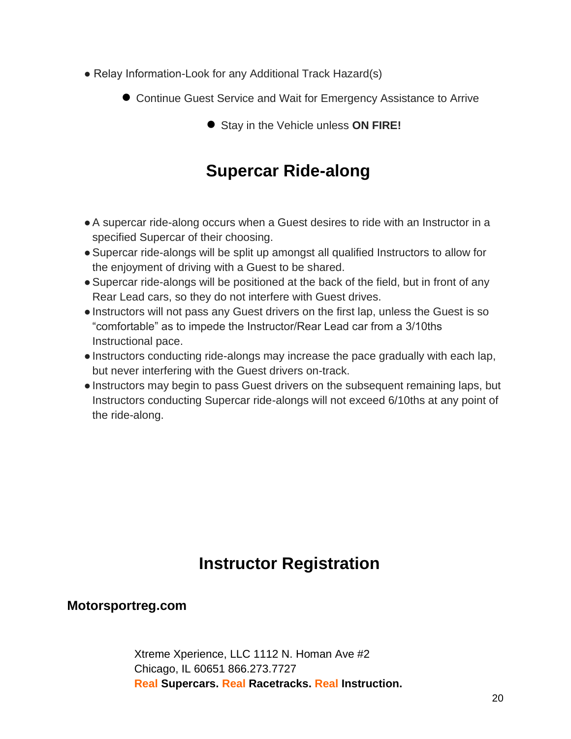- Relay Information-Look for any Additional Track Hazard(s)
- Continue Guest Service and Wait for Emergency Assistance to Arrive
- Stay in the Vehicle unless **ON FIRE!**

## Supercar Ride-along

- A supercar ride-along occurs when a Guest desires to ride with an Instructor in a specified Supercar of their choosing.
- Supercar ride-alongs will be split up amongst all qualified Instructors to allow for the enjoyment of driving with a Guest to be shared.
- Supercar ride-alongs will be positioned at the back of the field, but in front of any Rear Lead cars, so they do not interfere with Guest drives.
- Instructors will not pass any Guest drivers on the first lap, unless the Guest is so "comfortable" as to impede the Instructor/Rear Lead car from a 3/10ths Instructional pace.
- Instructors conducting ride-alongs may increase the pace gradually with each lap, but never interfering with the Guest drivers on-track.
- Instructors may begin to pass Guest drivers on the subsequent remaining laps, but Instructors conducting Supercar ride-alongs will not exceed 6/10ths at any point of the ride-along.

## Instructor Registration

### Motorsportreg.com

Xtreme Xperience, LLC 1112 N. Homan Ave #2
Chicago, IL 60651 866.273.7727
Real **Supercars.** Real **Racetracks.** Real **Instruction.**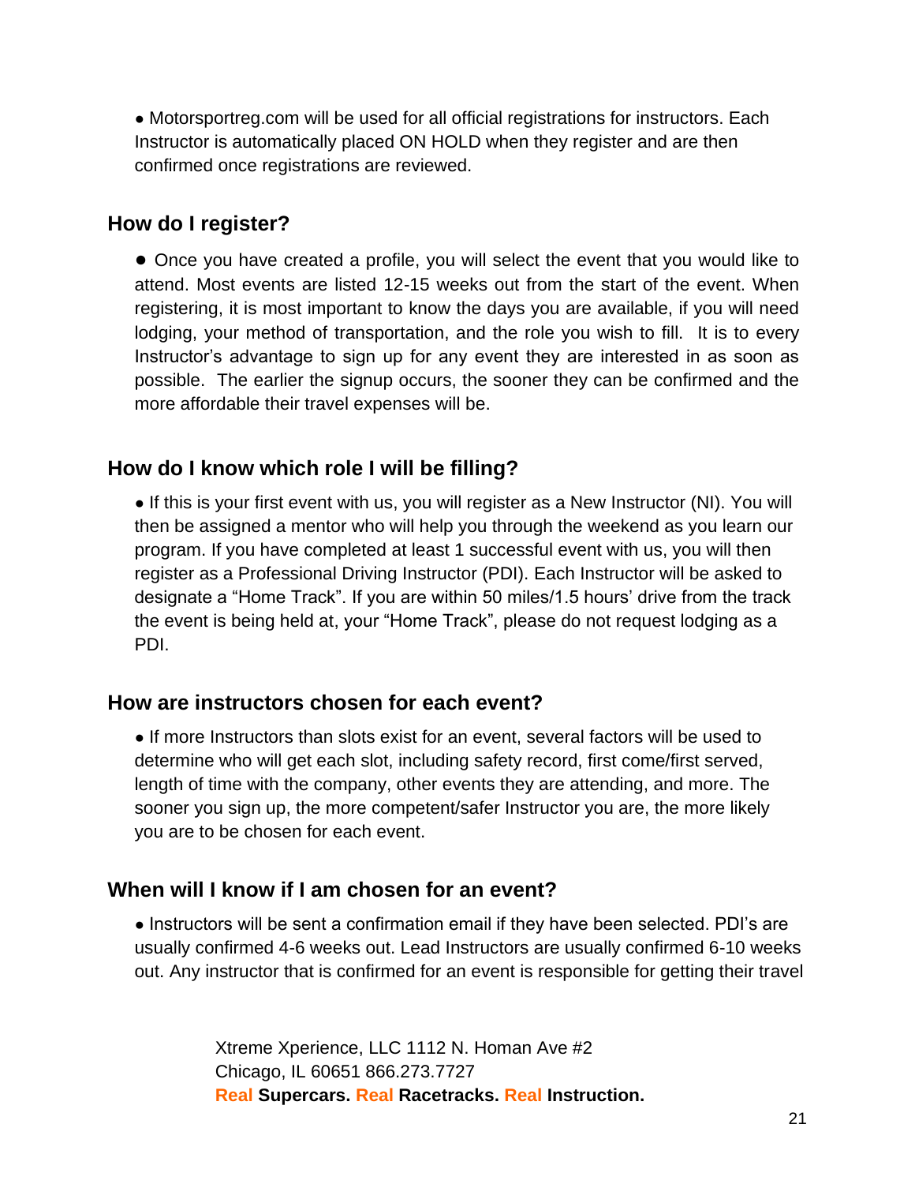- Motorsportreg.com will be used for all official registrations for instructors. Each Instructor is automatically placed ON HOLD when they register and are then confirmed once registrations are reviewed.

## How do I register?

- Once you have created a profile, you will select the event that you would like to attend. Most events are listed 12-15 weeks out from the start of the event. When registering, it is most important to know the days you are available, if you will need lodging, your method of transportation, and the role you wish to fill. It is to every Instructor's advantage to sign up for any event they are interested in as soon as possible. The earlier the signup occurs, the sooner they can be confirmed and the more affordable their travel expenses will be.

## How do I know which role I will be filling?

- If this is your first event with us, you will register as a New Instructor (NI). You will then be assigned a mentor who will help you through the weekend as you learn our program. If you have completed at least 1 successful event with us, you will then register as a Professional Driving Instructor (PDI). Each Instructor will be asked to designate a "Home Track". If you are within 50 miles/1.5 hours' drive from the track the event is being held at, your "Home Track", please do not request lodging as a PDI.

## How are instructors chosen for each event?

- If more Instructors than slots exist for an event, several factors will be used to determine who will get each slot, including safety record, first come/first served, length of time with the company, other events they are attending, and more. The sooner you sign up, the more competent/safer Instructor you are, the more likely you are to be chosen for each event.

## When will I know if I am chosen for an event?

- Instructors will be sent a confirmation email if they have been selected. PDI's are usually confirmed 4-6 weeks out. Lead Instructors are usually confirmed 6-10 weeks out. Any instructor that is confirmed for an event is responsible for getting their travel

Xtreme Xperience, LLC 1112 N. Homan Ave #2
Chicago, IL 60651 866.273.7727
**Real Supercars. Real Racetracks. Real Instruction.**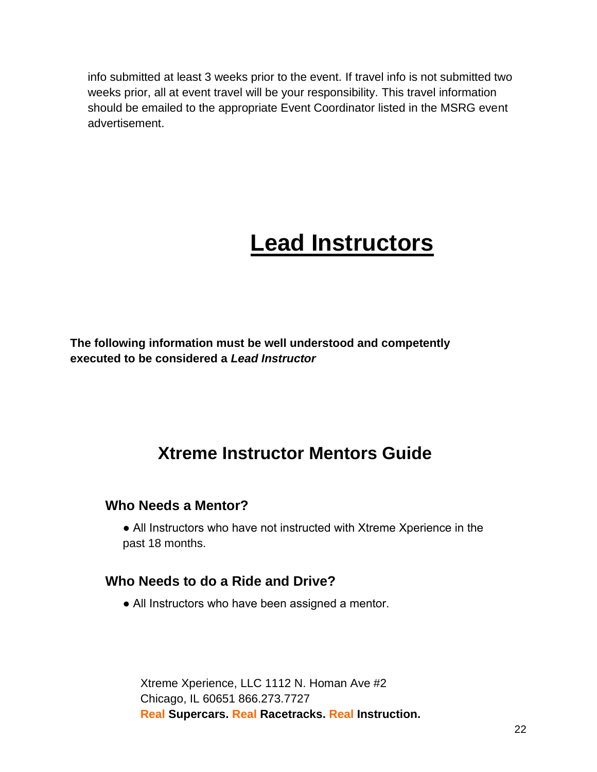info submitted at least 3 weeks prior to the event. If travel info is not submitted two weeks prior, all at event travel will be your responsibility. This travel information should be emailed to the appropriate Event Coordinator listed in the MSRG event advertisement.

# Lead Instructors

**The following information must be well understood and competently executed to be considered a *Lead Instructor***

## Xtreme Instructor Mentors Guide

### Who Needs a Mentor?

- All Instructors who have not instructed with Xtreme Xperience in the past 18 months.

### Who Needs to do a Ride and Drive?

- All Instructors who have been assigned a mentor.

Xtreme Xperience, LLC 1112 N. Homan Ave #2
Chicago, IL 60651 866.273.7727
Real **Supercars.** Real **Racetracks.** Real **Instruction.**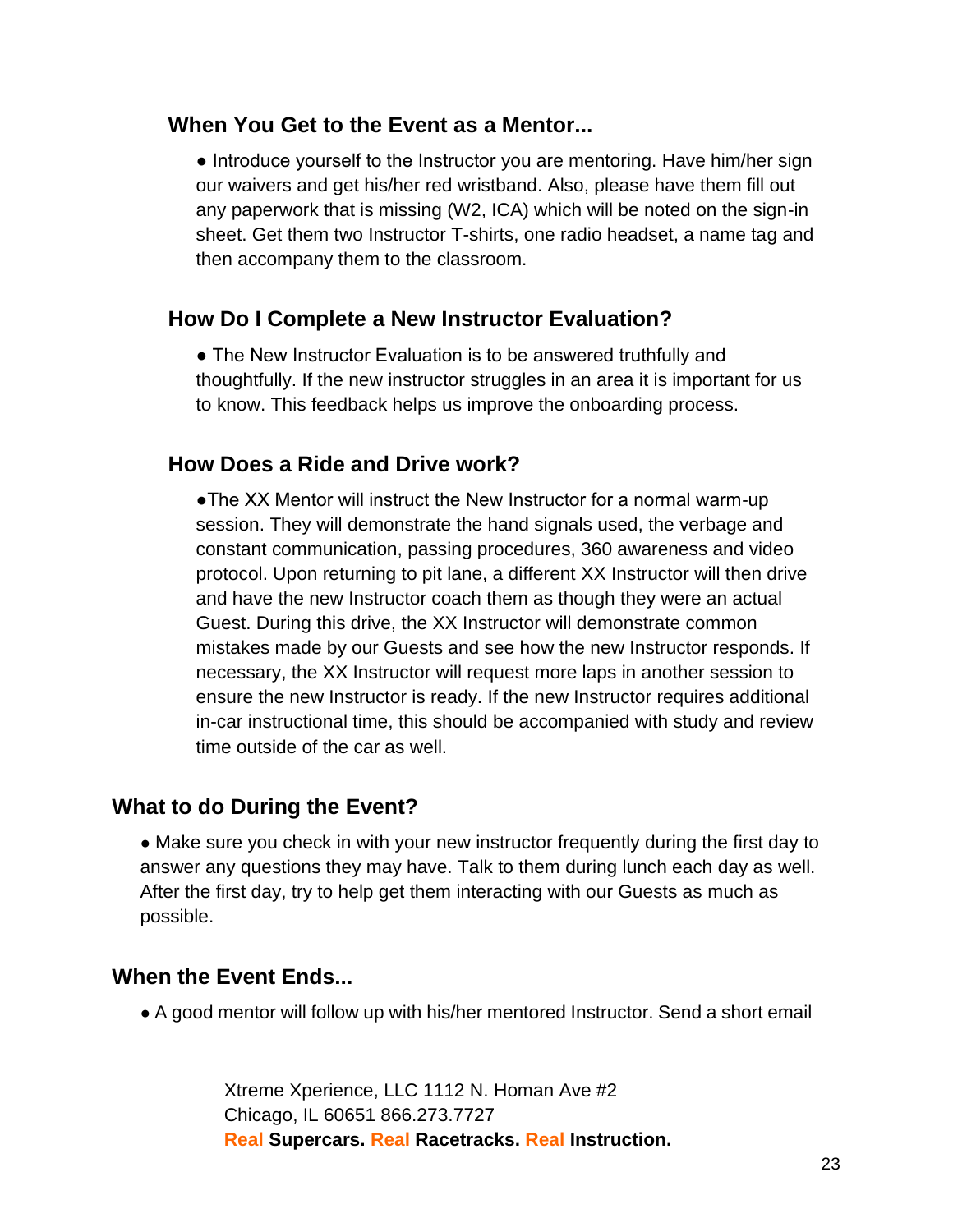### When You Get to the Event as a Mentor...

- Introduce yourself to the Instructor you are mentoring. Have him/her sign our waivers and get his/her red wristband. Also, please have them fill out any paperwork that is missing (W2, ICA) which will be noted on the sign-in sheet. Get them two Instructor T-shirts, one radio headset, a name tag and then accompany them to the classroom.

### How Do I Complete a New Instructor Evaluation?

- The New Instructor Evaluation is to be answered truthfully and thoughtfully. If the new instructor struggles in an area it is important for us to know. This feedback helps us improve the onboarding process.

### How Does a Ride and Drive work?

- The XX Mentor will instruct the New Instructor for a normal warm-up session. They will demonstrate the hand signals used, the verbage and constant communication, passing procedures, 360 awareness and video protocol. Upon returning to pit lane, a different XX Instructor will then drive and have the new Instructor coach them as though they were an actual Guest. During this drive, the XX Instructor will demonstrate common mistakes made by our Guests and see how the new Instructor responds. If necessary, the XX Instructor will request more laps in another session to ensure the new Instructor is ready. If the new Instructor requires additional in-car instructional time, this should be accompanied with study and review time outside of the car as well.

### What to do During the Event?

- Make sure you check in with your new instructor frequently during the first day to answer any questions they may have. Talk to them during lunch each day as well. After the first day, try to help get them interacting with our Guests as much as possible.

### When the Event Ends...

- A good mentor will follow up with his/her mentored Instructor. Send a short email

Xtreme Xperience, LLC 1112 N. Homan Ave #2
Chicago, IL 60651 866.273.7727
Real **Supercars.** Real **Racetracks.** Real **Instruction.**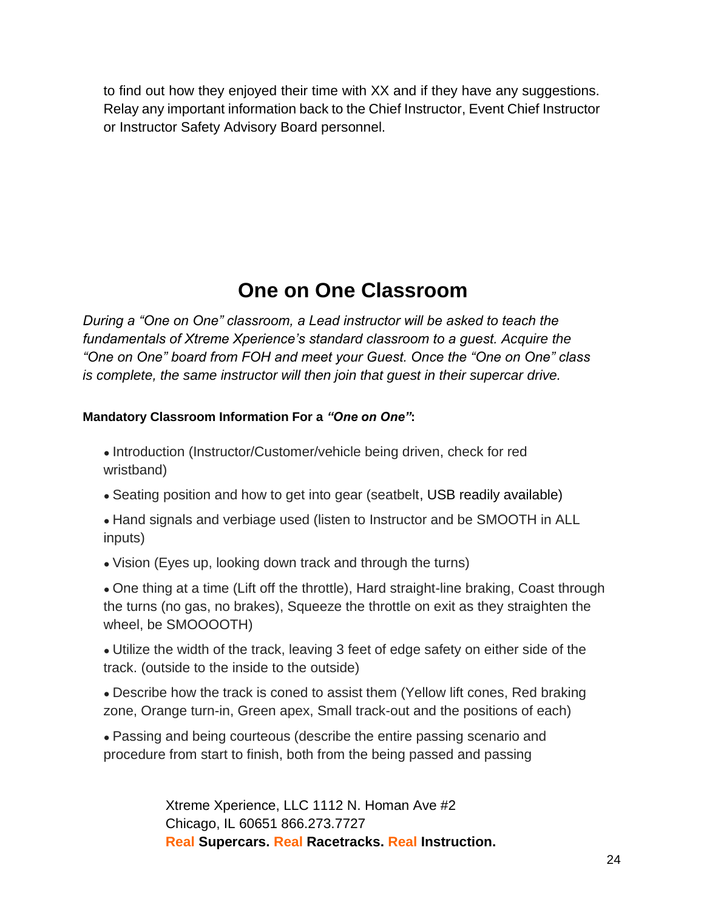to find out how they enjoyed their time with XX and if they have any suggestions. Relay any important information back to the Chief Instructor, Event Chief Instructor or Instructor Safety Advisory Board personnel.

## One on One Classroom

*During a "One on One" classroom, a Lead instructor will be asked to teach the fundamentals of Xtreme Xperience's standard classroom to a guest. Acquire the "One on One" board from FOH and meet your Guest. Once the "One on One" class is complete, the same instructor will then join that guest in their supercar drive.*

**Mandatory Classroom Information For a *"One on One"*:**

- Introduction (Instructor/Customer/vehicle being driven, check for red wristband)
- Seating position and how to get into gear (seatbelt, USB readily available)
- Hand signals and verbiage used (listen to Instructor and be SMOOTH in ALL inputs)
- Vision (Eyes up, looking down track and through the turns)
- One thing at a time (Lift off the throttle), Hard straight-line braking, Coast through the turns (no gas, no brakes), Squeeze the throttle on exit as they straighten the wheel, be SMOOOOTH)
- Utilize the width of the track, leaving 3 feet of edge safety on either side of the track. (outside to the inside to the outside)
- Describe how the track is coned to assist them (Yellow lift cones, Red braking zone, Orange turn-in, Green apex, Small track-out and the positions of each)
- Passing and being courteous (describe the entire passing scenario and procedure from start to finish, both from the being passed and passing

Xtreme Xperience, LLC 1112 N. Homan Ave #2
Chicago, IL 60651 866.273.7727
**Real Supercars. Real Racetracks. Real Instruction.**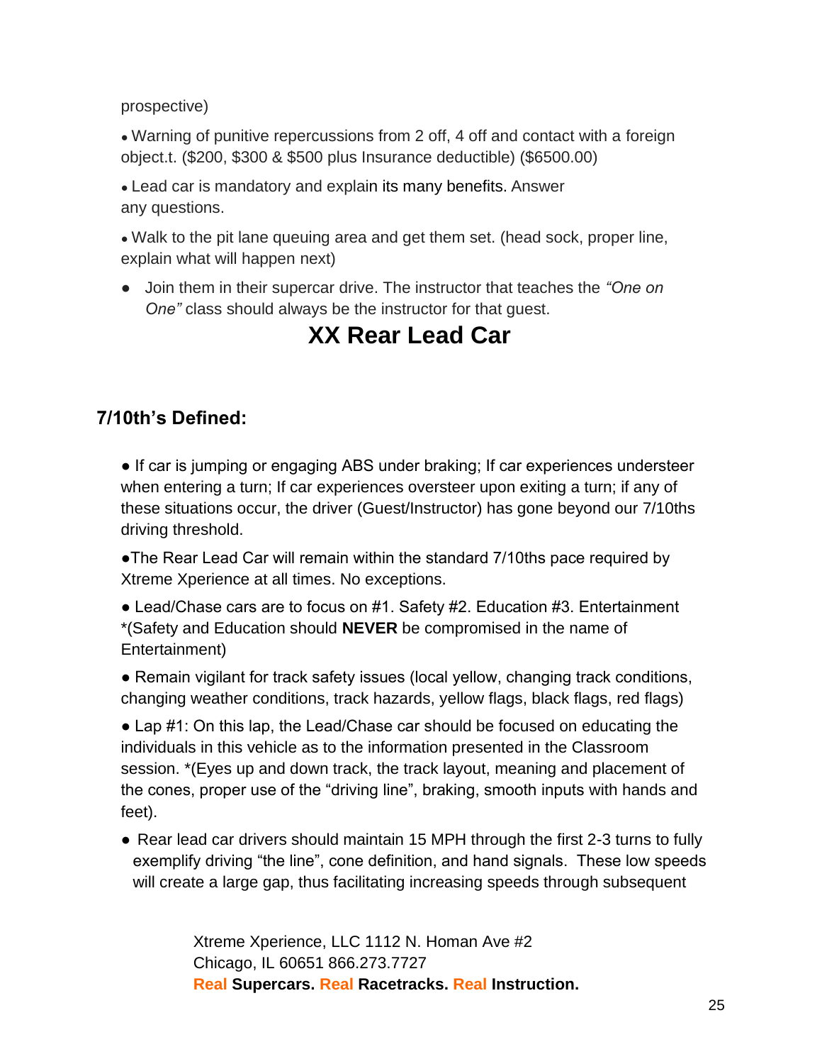prospective)

- Warning of punitive repercussions from 2 off, 4 off and contact with a foreign object.t. ($200, $300 & $500 plus Insurance deductible) ($6500.00)
- Lead car is mandatory and explain its many benefits. Answer any questions.
- Walk to the pit lane queuing area and get them set. (head sock, proper line, explain what will happen next)
- Join them in their supercar drive. The instructor that teaches the *"One on One"* class should always be the instructor for that guest.

# XX Rear Lead Car

## 7/10th's Defined:

- If car is jumping or engaging ABS under braking; If car experiences understeer when entering a turn; If car experiences oversteer upon exiting a turn; if any of these situations occur, the driver (Guest/Instructor) has gone beyond our 7/10ths driving threshold.
- The Rear Lead Car will remain within the standard 7/10ths pace required by Xtreme Xperience at all times. No exceptions.
- Lead/Chase cars are to focus on #1. Safety #2. Education #3. Entertainment *(Safety and Education should **NEVER** be compromised in the name of Entertainment)
- Remain vigilant for track safety issues (local yellow, changing track conditions, changing weather conditions, track hazards, yellow flags, black flags, red flags)
- Lap #1: On this lap, the Lead/Chase car should be focused on educating the individuals in this vehicle as to the information presented in the Classroom session. *(Eyes up and down track, the track layout, meaning and placement of the cones, proper use of the "driving line", braking, smooth inputs with hands and feet).
- Rear lead car drivers should maintain 15 MPH through the first 2-3 turns to fully exemplify driving "the line", cone definition, and hand signals. These low speeds will create a large gap, thus facilitating increasing speeds through subsequent

Xtreme Xperience, LLC 1112 N. Homan Ave #2
Chicago, IL 60651 866.273.7727
Real **Supercars.** Real **Racetracks.** Real **Instruction.**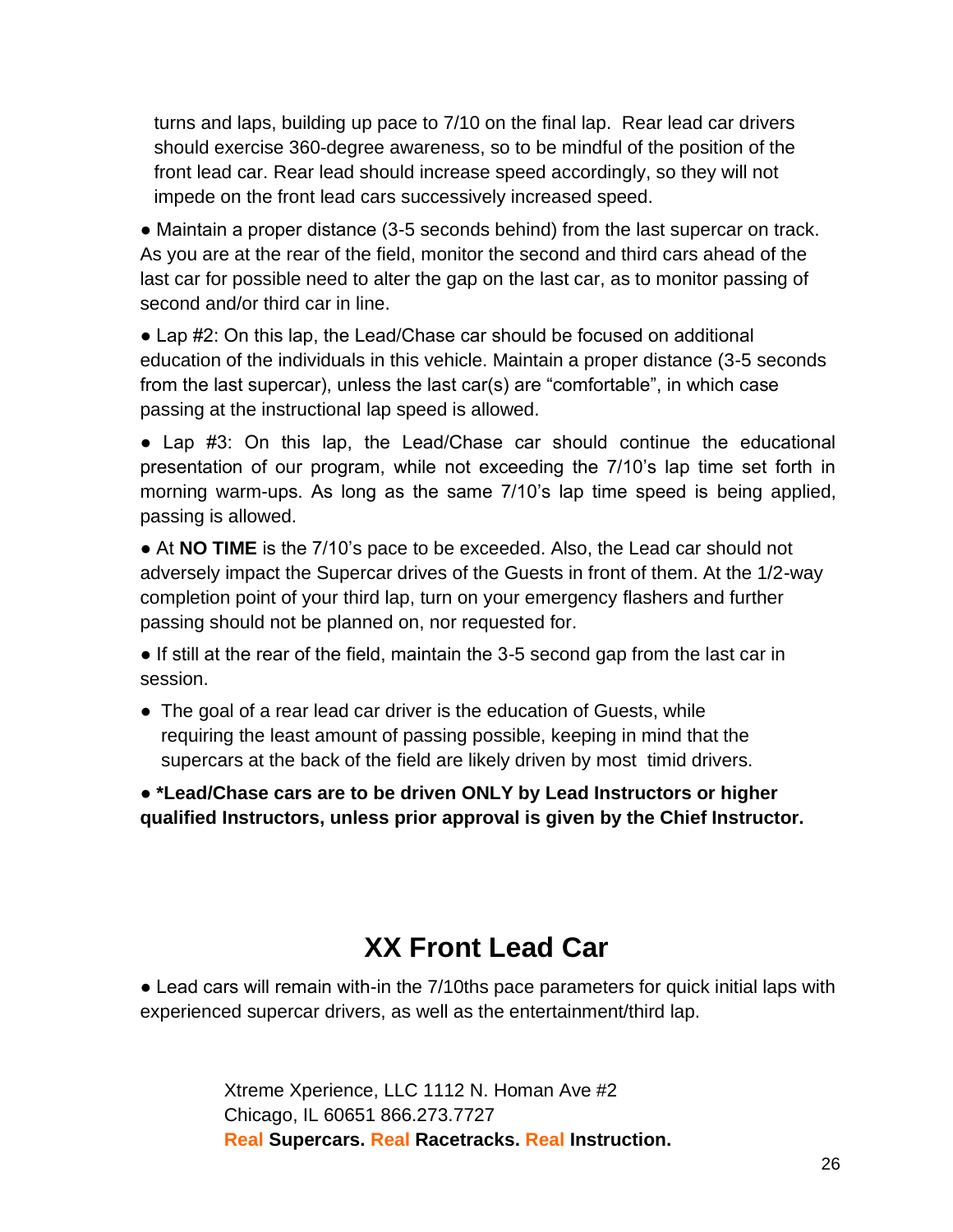turns and laps, building up pace to 7/10 on the final lap. Rear lead car drivers should exercise 360-degree awareness, so to be mindful of the position of the front lead car. Rear lead should increase speed accordingly, so they will not impede on the front lead cars successively increased speed.

- Maintain a proper distance (3-5 seconds behind) from the last supercar on track. As you are at the rear of the field, monitor the second and third cars ahead of the last car for possible need to alter the gap on the last car, as to monitor passing of second and/or third car in line.
- Lap #2: On this lap, the Lead/Chase car should be focused on additional education of the individuals in this vehicle. Maintain a proper distance (3-5 seconds from the last supercar), unless the last car(s) are "comfortable", in which case passing at the instructional lap speed is allowed.
- Lap #3: On this lap, the Lead/Chase car should continue the educational presentation of our program, while not exceeding the 7/10's lap time set forth in morning warm-ups. As long as the same 7/10's lap time speed is being applied, passing is allowed.
- At **NO TIME** is the 7/10's pace to be exceeded. Also, the Lead car should not adversely impact the Supercar drives of the Guests in front of them. At the 1/2-way completion point of your third lap, turn on your emergency flashers and further passing should not be planned on, nor requested for.
- If still at the rear of the field, maintain the 3-5 second gap from the last car in session.
- The goal of a rear lead car driver is the education of Guests, while requiring the least amount of passing possible, keeping in mind that the supercars at the back of the field are likely driven by most timid drivers.
- **\*Lead/Chase cars are to be driven ONLY by Lead Instructors or higher qualified Instructors, unless prior approval is given by the Chief Instructor.**

## XX Front Lead Car

- Lead cars will remain with-in the 7/10ths pace parameters for quick initial laps with experienced supercar drivers, as well as the entertainment/third lap.

Xtreme Xperience, LLC 1112 N. Homan Ave #2
Chicago, IL 60651 866.273.7727
**Real Supercars. Real Racetracks. Real Instruction.**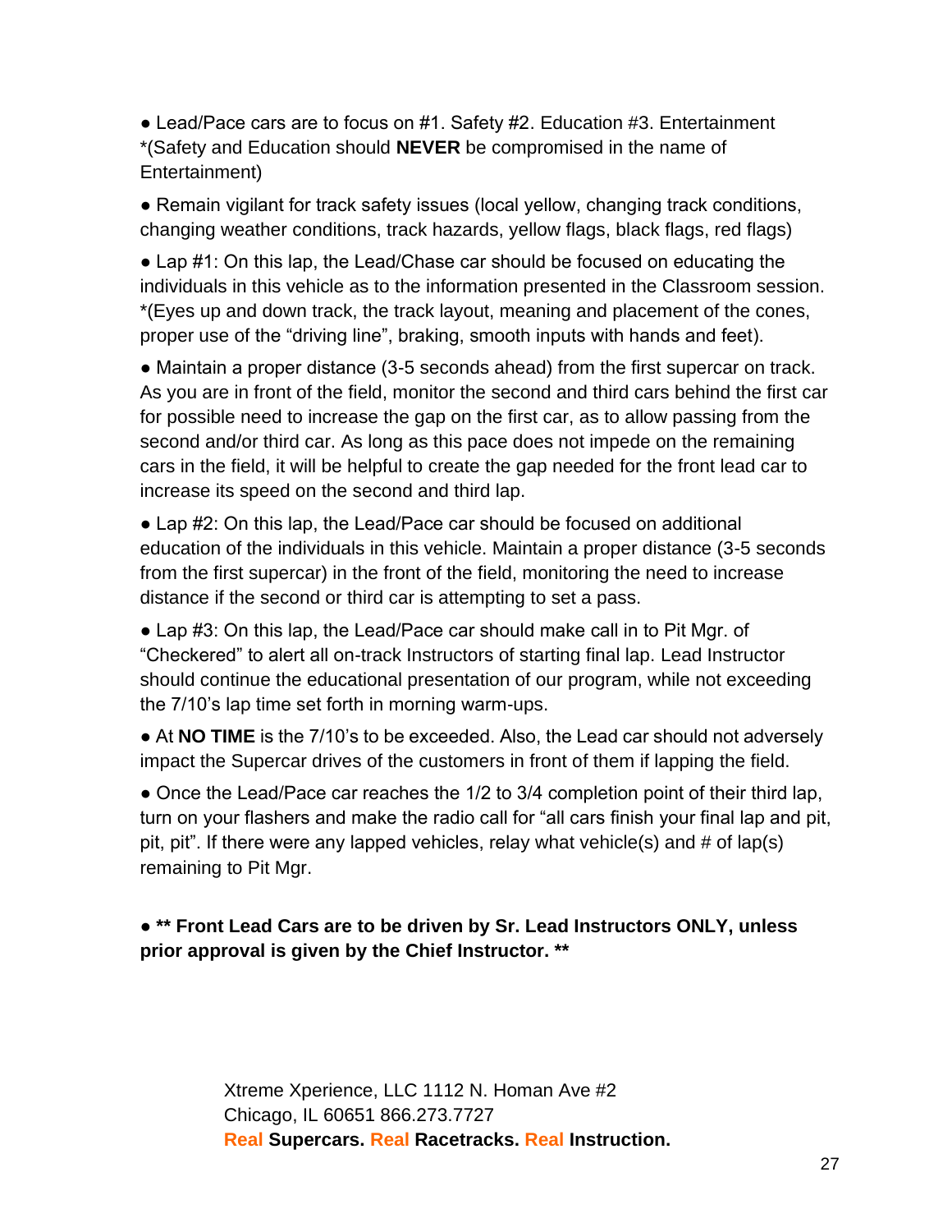- Lead/Pace cars are to focus on #1. Safety #2. Education #3. Entertainment *(Safety and Education should **NEVER** be compromised in the name of Entertainment)

- Remain vigilant for track safety issues (local yellow, changing track conditions, changing weather conditions, track hazards, yellow flags, black flags, red flags)

- Lap #1: On this lap, the Lead/Chase car should be focused on educating the individuals in this vehicle as to the information presented in the Classroom session. *(Eyes up and down track, the track layout, meaning and placement of the cones, proper use of the "driving line", braking, smooth inputs with hands and feet).

- Maintain a proper distance (3-5 seconds ahead) from the first supercar on track. As you are in front of the field, monitor the second and third cars behind the first car for possible need to increase the gap on the first car, as to allow passing from the second and/or third car. As long as this pace does not impede on the remaining cars in the field, it will be helpful to create the gap needed for the front lead car to increase its speed on the second and third lap.

- Lap #2: On this lap, the Lead/Pace car should be focused on additional education of the individuals in this vehicle. Maintain a proper distance (3-5 seconds from the first supercar) in the front of the field, monitoring the need to increase distance if the second or third car is attempting to set a pass.

- Lap #3: On this lap, the Lead/Pace car should make call in to Pit Mgr. of "Checkered" to alert all on-track Instructors of starting final lap. Lead Instructor should continue the educational presentation of our program, while not exceeding the 7/10's lap time set forth in morning warm-ups.

- At **NO TIME** is the 7/10's to be exceeded. Also, the Lead car should not adversely impact the Supercar drives of the customers in front of them if lapping the field.

- Once the Lead/Pace car reaches the 1/2 to 3/4 completion point of their third lap, turn on your flashers and make the radio call for "all cars finish your final lap and pit, pit, pit". If there were any lapped vehicles, relay what vehicle(s) and # of lap(s) remaining to Pit Mgr.

- **** Front Lead Cars are to be driven by Sr. Lead Instructors ONLY, unless prior approval is given by the Chief Instructor. ****

Xtreme Xperience, LLC 1112 N. Homan Ave #2
Chicago, IL 60651 866.273.7727
**Real Supercars. Real Racetracks. Real Instruction.**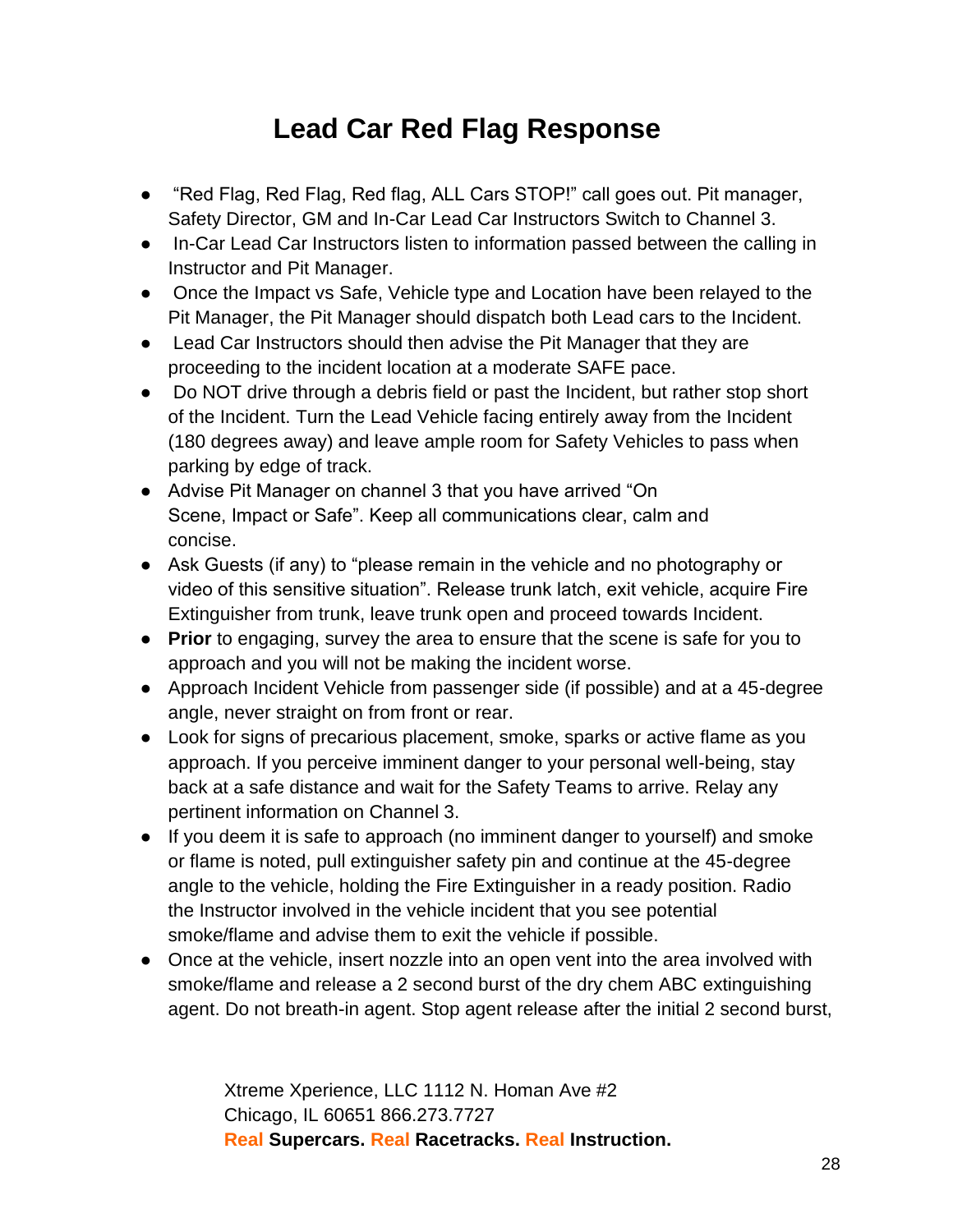# Lead Car Red Flag Response

- "Red Flag, Red Flag, Red flag, ALL Cars STOP!" call goes out. Pit manager, Safety Director, GM and In-Car Lead Car Instructors Switch to Channel 3.
- In-Car Lead Car Instructors listen to information passed between the calling in Instructor and Pit Manager.
- Once the Impact vs Safe, Vehicle type and Location have been relayed to the Pit Manager, the Pit Manager should dispatch both Lead cars to the Incident.
- Lead Car Instructors should then advise the Pit Manager that they are proceeding to the incident location at a moderate SAFE pace.
- Do NOT drive through a debris field or past the Incident, but rather stop short of the Incident. Turn the Lead Vehicle facing entirely away from the Incident (180 degrees away) and leave ample room for Safety Vehicles to pass when parking by edge of track.
- Advise Pit Manager on channel 3 that you have arrived "On Scene, Impact or Safe". Keep all communications clear, calm and concise.
- Ask Guests (if any) to "please remain in the vehicle and no photography or video of this sensitive situation". Release trunk latch, exit vehicle, acquire Fire Extinguisher from trunk, leave trunk open and proceed towards Incident.
- **Prior** to engaging, survey the area to ensure that the scene is safe for you to approach and you will not be making the incident worse.
- Approach Incident Vehicle from passenger side (if possible) and at a 45-degree angle, never straight on from front or rear.
- Look for signs of precarious placement, smoke, sparks or active flame as you approach. If you perceive imminent danger to your personal well-being, stay back at a safe distance and wait for the Safety Teams to arrive. Relay any pertinent information on Channel 3.
- If you deem it is safe to approach (no imminent danger to yourself) and smoke or flame is noted, pull extinguisher safety pin and continue at the 45-degree angle to the vehicle, holding the Fire Extinguisher in a ready position. Radio the Instructor involved in the vehicle incident that you see potential smoke/flame and advise them to exit the vehicle if possible.
- Once at the vehicle, insert nozzle into an open vent into the area involved with smoke/flame and release a 2 second burst of the dry chem ABC extinguishing agent. Do not breath-in agent. Stop agent release after the initial 2 second burst,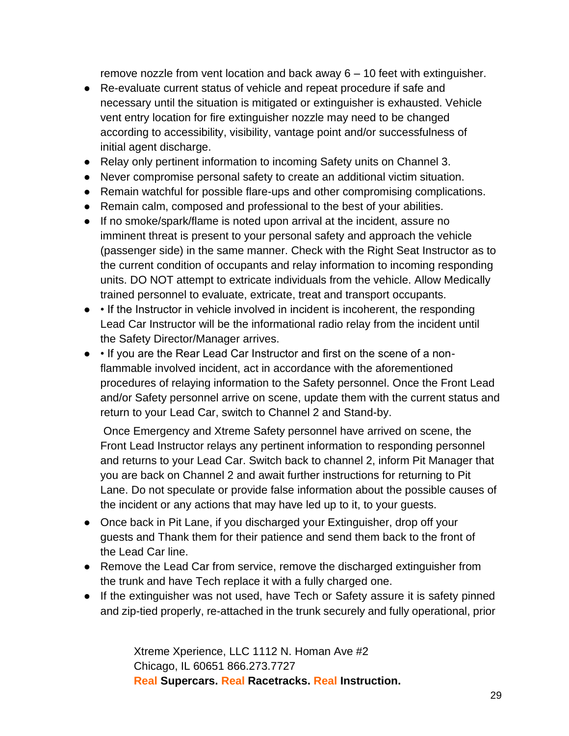remove nozzle from vent location and back away 6 – 10 feet with extinguisher.

- Re-evaluate current status of vehicle and repeat procedure if safe and necessary until the situation is mitigated or extinguisher is exhausted. Vehicle vent entry location for fire extinguisher nozzle may need to be changed according to accessibility, visibility, vantage point and/or successfulness of initial agent discharge.
- Relay only pertinent information to incoming Safety units on Channel 3.
- Never compromise personal safety to create an additional victim situation.
- Remain watchful for possible flare-ups and other compromising complications.
- Remain calm, composed and professional to the best of your abilities.
- If no smoke/spark/flame is noted upon arrival at the incident, assure no imminent threat is present to your personal safety and approach the vehicle (passenger side) in the same manner. Check with the Right Seat Instructor as to the current condition of occupants and relay information to incoming responding units. DO NOT attempt to extricate individuals from the vehicle. Allow Medically trained personnel to evaluate, extricate, treat and transport occupants.
- • If the Instructor in vehicle involved in incident is incoherent, the responding Lead Car Instructor will be the informational radio relay from the incident until the Safety Director/Manager arrives.
- • If you are the Rear Lead Car Instructor and first on the scene of a non-flammable involved incident, act in accordance with the aforementioned procedures of relaying information to the Safety personnel. Once the Front Lead and/or Safety personnel arrive on scene, update them with the current status and return to your Lead Car, switch to Channel 2 and Stand-by.

  Once Emergency and Xtreme Safety personnel have arrived on scene, the Front Lead Instructor relays any pertinent information to responding personnel and returns to your Lead Car. Switch back to channel 2, inform Pit Manager that you are back on Channel 2 and await further instructions for returning to Pit Lane. Do not speculate or provide false information about the possible causes of the incident or any actions that may have led up to it, to your guests.

- Once back in Pit Lane, if you discharged your Extinguisher, drop off your guests and Thank them for their patience and send them back to the front of the Lead Car line.
- Remove the Lead Car from service, remove the discharged extinguisher from the trunk and have Tech replace it with a fully charged one.
- If the extinguisher was not used, have Tech or Safety assure it is safety pinned and zip-tied properly, re-attached in the trunk securely and fully operational, prior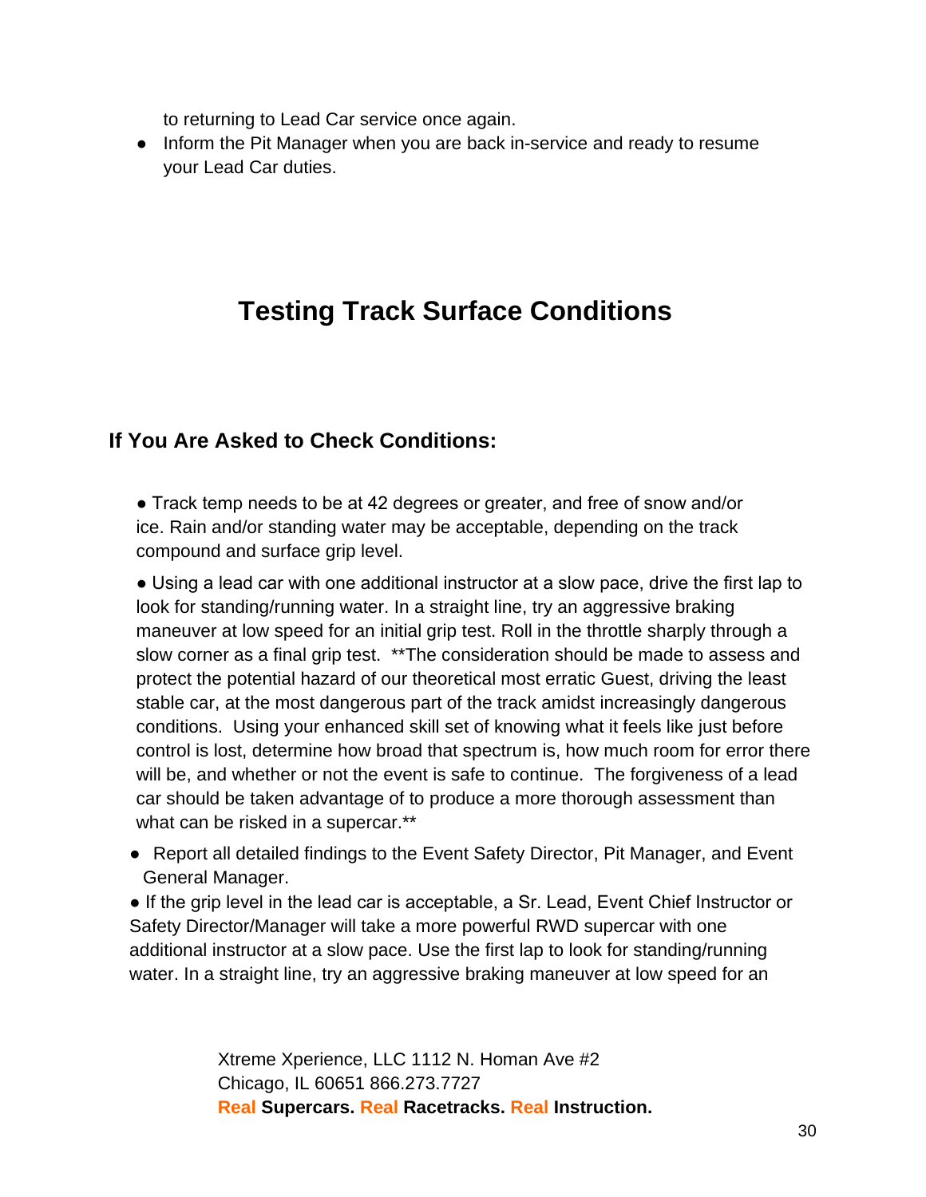to returning to Lead Car service once again.

- Inform the Pit Manager when you are back in-service and ready to resume your Lead Car duties.

# Testing Track Surface Conditions

## If You Are Asked to Check Conditions:

- Track temp needs to be at 42 degrees or greater, and free of snow and/or ice. Rain and/or standing water may be acceptable, depending on the track compound and surface grip level.
- Using a lead car with one additional instructor at a slow pace, drive the first lap to look for standing/running water. In a straight line, try an aggressive braking maneuver at low speed for an initial grip test. Roll in the throttle sharply through a slow corner as a final grip test. **The consideration should be made to assess and protect the potential hazard of our theoretical most erratic Guest, driving the least stable car, at the most dangerous part of the track amidst increasingly dangerous conditions. Using your enhanced skill set of knowing what it feels like just before control is lost, determine how broad that spectrum is, how much room for error there will be, and whether or not the event is safe to continue. The forgiveness of a lead car should be taken advantage of to produce a more thorough assessment than what can be risked in a supercar.**
- Report all detailed findings to the Event Safety Director, Pit Manager, and Event General Manager.
- If the grip level in the lead car is acceptable, a Sr. Lead, Event Chief Instructor or Safety Director/Manager will take a more powerful RWD supercar with one additional instructor at a slow pace. Use the first lap to look for standing/running water. In a straight line, try an aggressive braking maneuver at low speed for an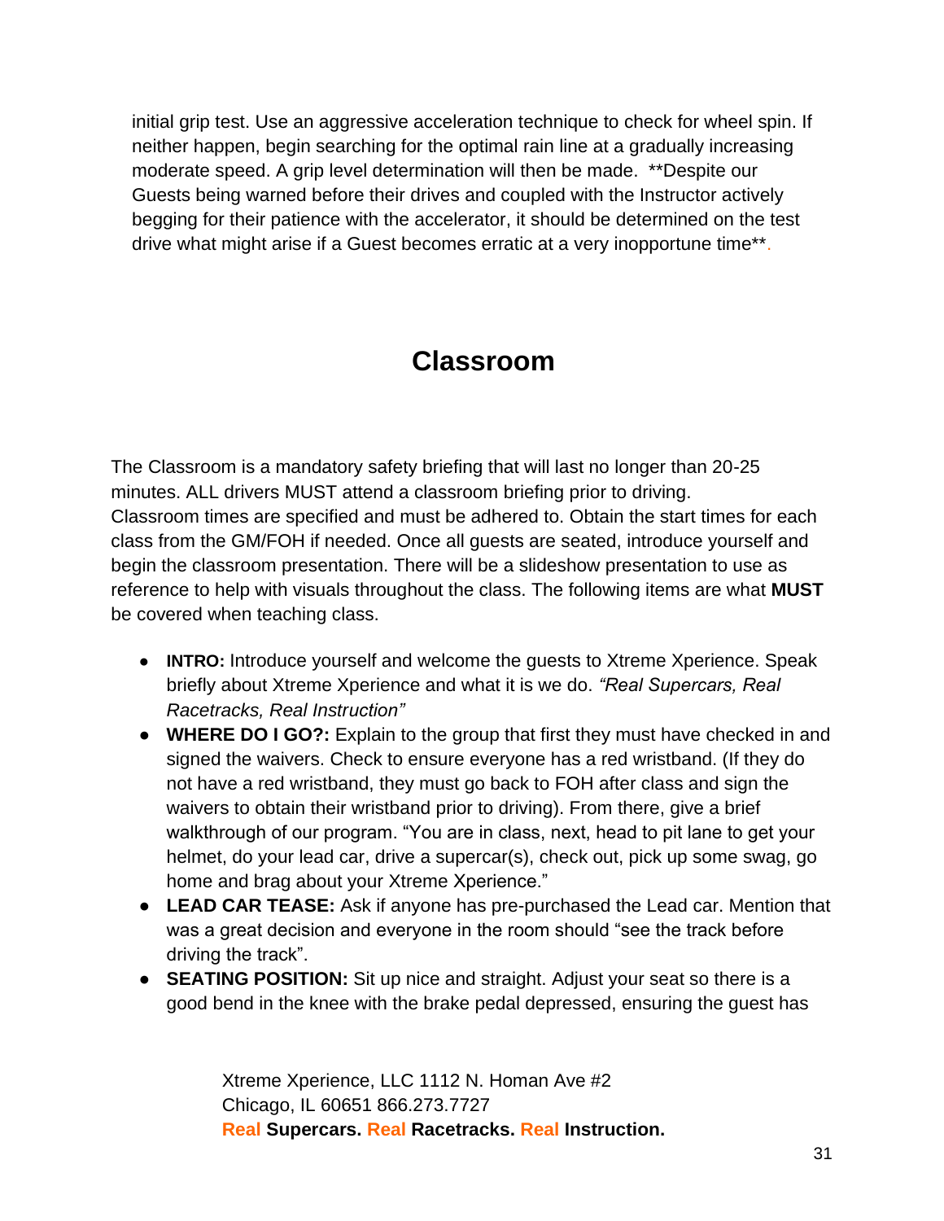initial grip test. Use an aggressive acceleration technique to check for wheel spin. If neither happen, begin searching for the optimal rain line at a gradually increasing moderate speed. A grip level determination will then be made. **Despite our Guests being warned before their drives and coupled with the Instructor actively begging for their patience with the accelerator, it should be determined on the test drive what might arise if a Guest becomes erratic at a very inopportune time**.

## Classroom

The Classroom is a mandatory safety briefing that will last no longer than 20-25 minutes. ALL drivers MUST attend a classroom briefing prior to driving. Classroom times are specified and must be adhered to. Obtain the start times for each class from the GM/FOH if needed. Once all guests are seated, introduce yourself and begin the classroom presentation. There will be a slideshow presentation to use as reference to help with visuals throughout the class. The following items are what **MUST** be covered when teaching class.

- **INTRO:** Introduce yourself and welcome the guests to Xtreme Xperience. Speak briefly about Xtreme Xperience and what it is we do. *"Real Supercars, Real Racetracks, Real Instruction"*
- **WHERE DO I GO?:** Explain to the group that first they must have checked in and signed the waivers. Check to ensure everyone has a red wristband. (If they do not have a red wristband, they must go back to FOH after class and sign the waivers to obtain their wristband prior to driving). From there, give a brief walkthrough of our program. "You are in class, next, head to pit lane to get your helmet, do your lead car, drive a supercar(s), check out, pick up some swag, go home and brag about your Xtreme Xperience."
- **LEAD CAR TEASE:** Ask if anyone has pre-purchased the Lead car. Mention that was a great decision and everyone in the room should "see the track before driving the track".
- **SEATING POSITION:** Sit up nice and straight. Adjust your seat so there is a good bend in the knee with the brake pedal depressed, ensuring the guest has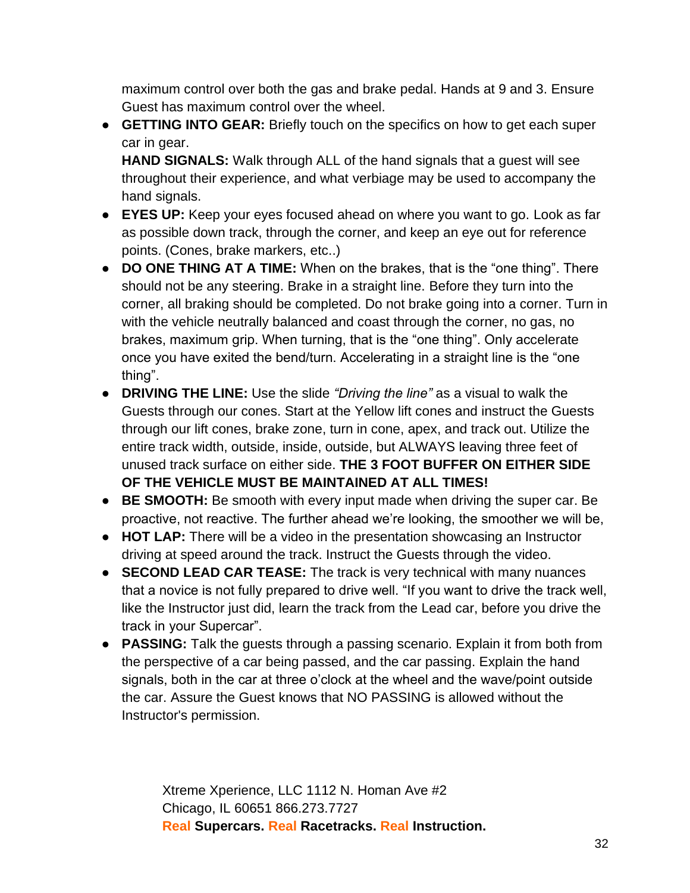maximum control over both the gas and brake pedal. Hands at 9 and 3. Ensure Guest has maximum control over the wheel.

- **GETTING INTO GEAR:** Briefly touch on the specifics on how to get each super car in gear.
  **HAND SIGNALS:** Walk through ALL of the hand signals that a guest will see throughout their experience, and what verbiage may be used to accompany the hand signals.
- **EYES UP:** Keep your eyes focused ahead on where you want to go. Look as far as possible down track, through the corner, and keep an eye out for reference points. (Cones, brake markers, etc..)
- **DO ONE THING AT A TIME:** When on the brakes, that is the "one thing". There should not be any steering. Brake in a straight line. Before they turn into the corner, all braking should be completed. Do not brake going into a corner. Turn in with the vehicle neutrally balanced and coast through the corner, no gas, no brakes, maximum grip. When turning, that is the "one thing". Only accelerate once you have exited the bend/turn. Accelerating in a straight line is the "one thing".
- **DRIVING THE LINE:** Use the slide *"Driving the line"* as a visual to walk the Guests through our cones. Start at the Yellow lift cones and instruct the Guests through our lift cones, brake zone, turn in cone, apex, and track out. Utilize the entire track width, outside, inside, outside, but ALWAYS leaving three feet of unused track surface on either side. **THE 3 FOOT BUFFER ON EITHER SIDE OF THE VEHICLE MUST BE MAINTAINED AT ALL TIMES!**
- **BE SMOOTH:** Be smooth with every input made when driving the super car. Be proactive, not reactive. The further ahead we're looking, the smoother we will be,
- **HOT LAP:** There will be a video in the presentation showcasing an Instructor driving at speed around the track. Instruct the Guests through the video.
- **SECOND LEAD CAR TEASE:** The track is very technical with many nuances that a novice is not fully prepared to drive well. "If you want to drive the track well, like the Instructor just did, learn the track from the Lead car, before you drive the track in your Supercar".
- **PASSING:** Talk the guests through a passing scenario. Explain it from both from the perspective of a car being passed, and the car passing. Explain the hand signals, both in the car at three o'clock at the wheel and the wave/point outside the car. Assure the Guest knows that NO PASSING is allowed without the Instructor's permission.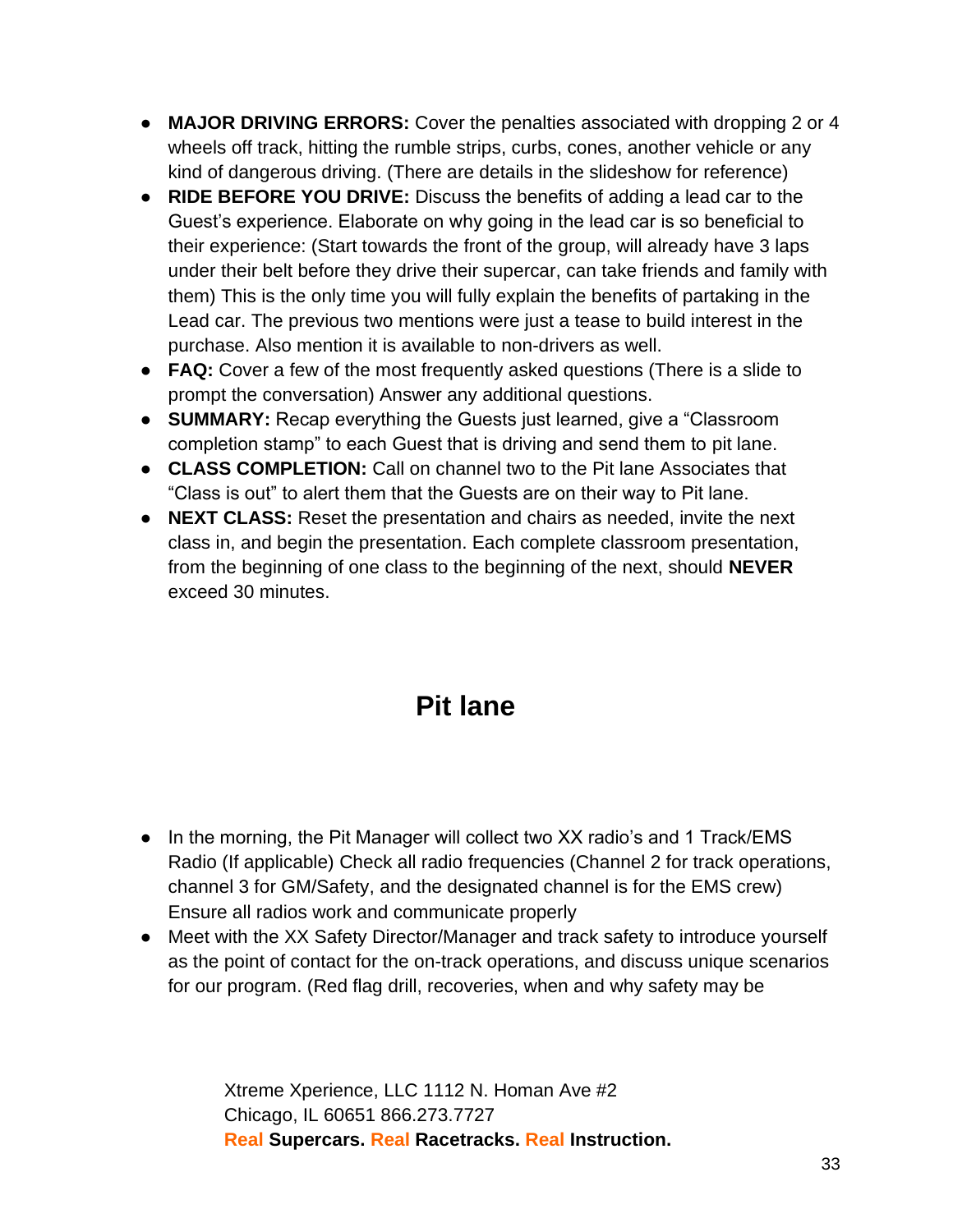- **MAJOR DRIVING ERRORS:** Cover the penalties associated with dropping 2 or 4 wheels off track, hitting the rumble strips, curbs, cones, another vehicle or any kind of dangerous driving. (There are details in the slideshow for reference)
- **RIDE BEFORE YOU DRIVE:** Discuss the benefits of adding a lead car to the Guest's experience. Elaborate on why going in the lead car is so beneficial to their experience: (Start towards the front of the group, will already have 3 laps under their belt before they drive their supercar, can take friends and family with them) This is the only time you will fully explain the benefits of partaking in the Lead car. The previous two mentions were just a tease to build interest in the purchase. Also mention it is available to non-drivers as well.
- **FAQ:** Cover a few of the most frequently asked questions (There is a slide to prompt the conversation) Answer any additional questions.
- **SUMMARY:** Recap everything the Guests just learned, give a "Classroom completion stamp" to each Guest that is driving and send them to pit lane.
- **CLASS COMPLETION:** Call on channel two to the Pit lane Associates that "Class is out" to alert them that the Guests are on their way to Pit lane.
- **NEXT CLASS:** Reset the presentation and chairs as needed, invite the next class in, and begin the presentation. Each complete classroom presentation, from the beginning of one class to the beginning of the next, should **NEVER** exceed 30 minutes.

## Pit lane

- In the morning, the Pit Manager will collect two XX radio's and 1 Track/EMS Radio (If applicable) Check all radio frequencies (Channel 2 for track operations, channel 3 for GM/Safety, and the designated channel is for the EMS crew) Ensure all radios work and communicate properly
- Meet with the XX Safety Director/Manager and track safety to introduce yourself as the point of contact for the on-track operations, and discuss unique scenarios for our program. (Red flag drill, recoveries, when and why safety may be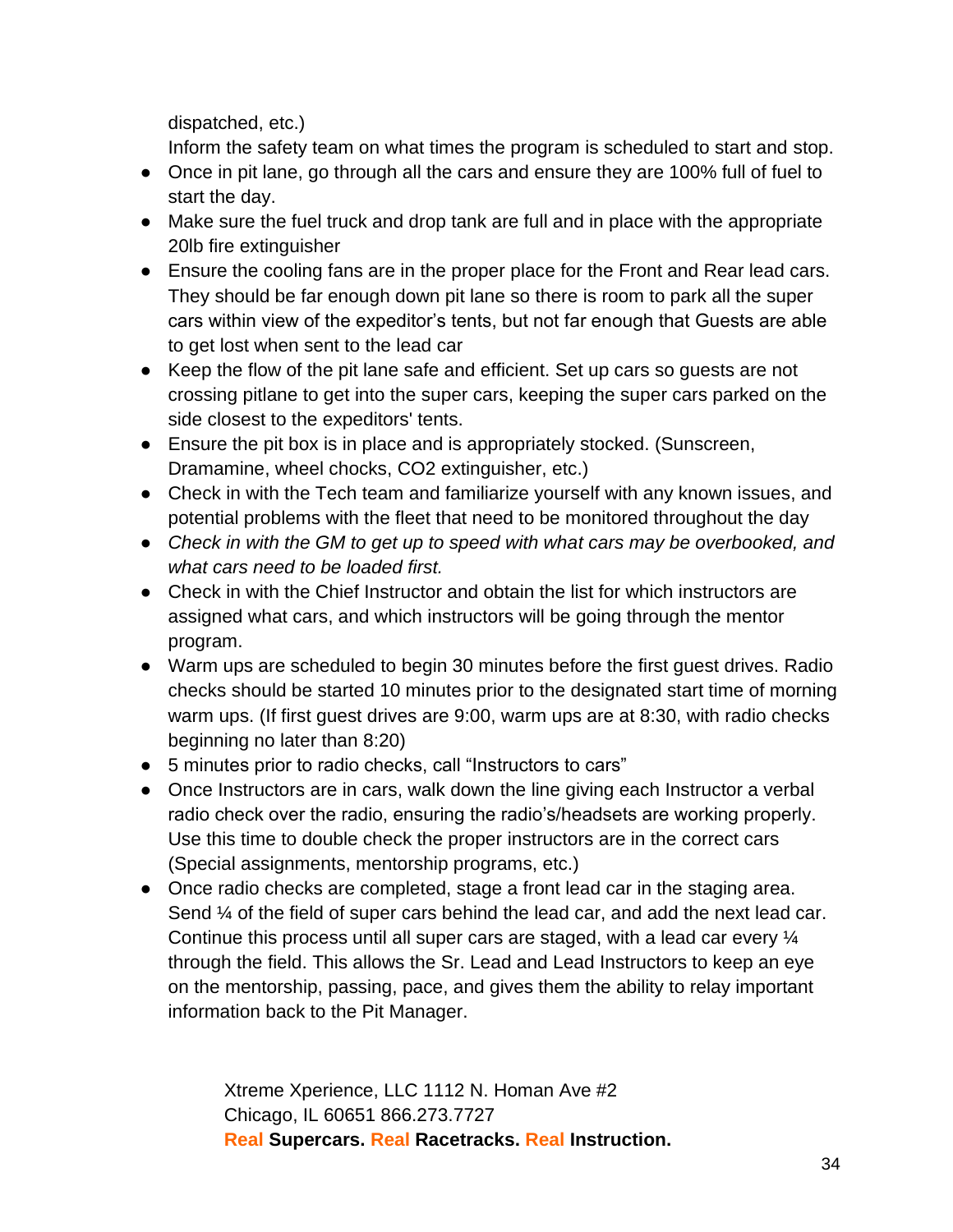dispatched, etc.)
Inform the safety team on what times the program is scheduled to start and stop.

- Once in pit lane, go through all the cars and ensure they are 100% full of fuel to start the day.
- Make sure the fuel truck and drop tank are full and in place with the appropriate 20lb fire extinguisher
- Ensure the cooling fans are in the proper place for the Front and Rear lead cars. They should be far enough down pit lane so there is room to park all the super cars within view of the expeditor's tents, but not far enough that Guests are able to get lost when sent to the lead car
- Keep the flow of the pit lane safe and efficient. Set up cars so guests are not crossing pitlane to get into the super cars, keeping the super cars parked on the side closest to the expeditors' tents.
- Ensure the pit box is in place and is appropriately stocked. (Sunscreen, Dramamine, wheel chocks, CO2 extinguisher, etc.)
- Check in with the Tech team and familiarize yourself with any known issues, and potential problems with the fleet that need to be monitored throughout the day
- *Check in with the GM to get up to speed with what cars may be overbooked, and what cars need to be loaded first.*
- Check in with the Chief Instructor and obtain the list for which instructors are assigned what cars, and which instructors will be going through the mentor program.
- Warm ups are scheduled to begin 30 minutes before the first guest drives. Radio checks should be started 10 minutes prior to the designated start time of morning warm ups. (If first guest drives are 9:00, warm ups are at 8:30, with radio checks beginning no later than 8:20)
- 5 minutes prior to radio checks, call "Instructors to cars"
- Once Instructors are in cars, walk down the line giving each Instructor a verbal radio check over the radio, ensuring the radio's/headsets are working properly. Use this time to double check the proper instructors are in the correct cars (Special assignments, mentorship programs, etc.)
- Once radio checks are completed, stage a front lead car in the staging area. Send ¼ of the field of super cars behind the lead car, and add the next lead car. Continue this process until all super cars are staged, with a lead car every ¼ through the field. This allows the Sr. Lead and Lead Instructors to keep an eye on the mentorship, passing, pace, and gives them the ability to relay important information back to the Pit Manager.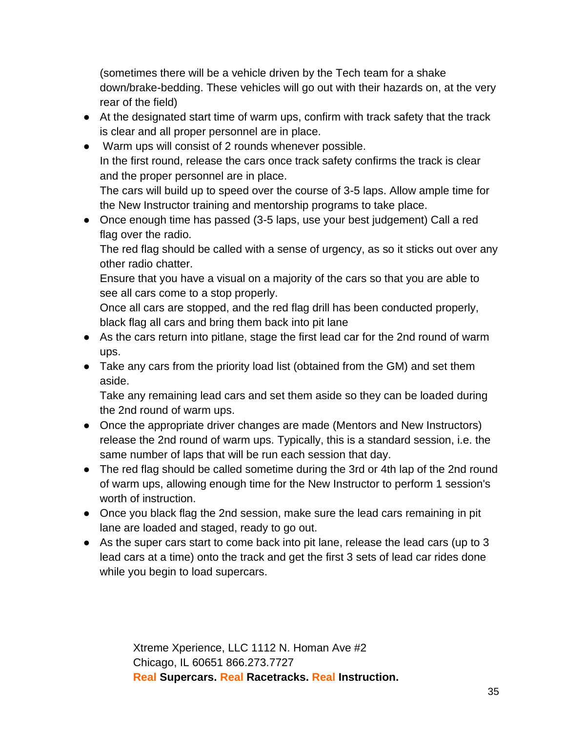(sometimes there will be a vehicle driven by the Tech team for a shake down/brake-bedding. These vehicles will go out with their hazards on, at the very rear of the field)

- At the designated start time of warm ups, confirm with track safety that the track is clear and all proper personnel are in place.
- Warm ups will consist of 2 rounds whenever possible.
  In the first round, release the cars once track safety confirms the track is clear and the proper personnel are in place.
  The cars will build up to speed over the course of 3-5 laps. Allow ample time for the New Instructor training and mentorship programs to take place.
- Once enough time has passed (3-5 laps, use your best judgement) Call a red flag over the radio.
  The red flag should be called with a sense of urgency, as so it sticks out over any other radio chatter.
  Ensure that you have a visual on a majority of the cars so that you are able to see all cars come to a stop properly.
  Once all cars are stopped, and the red flag drill has been conducted properly, black flag all cars and bring them back into pit lane
- As the cars return into pitlane, stage the first lead car for the 2nd round of warm ups.
- Take any cars from the priority load list (obtained from the GM) and set them aside.
  Take any remaining lead cars and set them aside so they can be loaded during the 2nd round of warm ups.
- Once the appropriate driver changes are made (Mentors and New Instructors) release the 2nd round of warm ups. Typically, this is a standard session, i.e. the same number of laps that will be run each session that day.
- The red flag should be called sometime during the 3rd or 4th lap of the 2nd round of warm ups, allowing enough time for the New Instructor to perform 1 session's worth of instruction.
- Once you black flag the 2nd session, make sure the lead cars remaining in pit lane are loaded and staged, ready to go out.
- As the super cars start to come back into pit lane, release the lead cars (up to 3 lead cars at a time) onto the track and get the first 3 sets of lead car rides done while you begin to load supercars.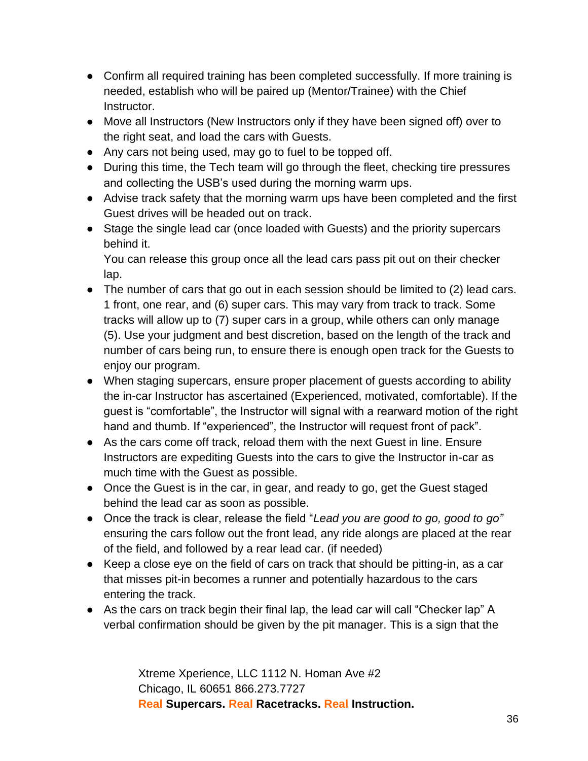- Confirm all required training has been completed successfully. If more training is needed, establish who will be paired up (Mentor/Trainee) with the Chief Instructor.
- Move all Instructors (New Instructors only if they have been signed off) over to the right seat, and load the cars with Guests.
- Any cars not being used, may go to fuel to be topped off.
- During this time, the Tech team will go through the fleet, checking tire pressures and collecting the USB's used during the morning warm ups.
- Advise track safety that the morning warm ups have been completed and the first Guest drives will be headed out on track.
- Stage the single lead car (once loaded with Guests) and the priority supercars behind it.
  You can release this group once all the lead cars pass pit out on their checker lap.
- The number of cars that go out in each session should be limited to (2) lead cars. 1 front, one rear, and (6) super cars. This may vary from track to track. Some tracks will allow up to (7) super cars in a group, while others can only manage (5). Use your judgment and best discretion, based on the length of the track and number of cars being run, to ensure there is enough open track for the Guests to enjoy our program.
- When staging supercars, ensure proper placement of guests according to ability the in-car Instructor has ascertained (Experienced, motivated, comfortable). If the guest is "comfortable", the Instructor will signal with a rearward motion of the right hand and thumb. If "experienced", the Instructor will request front of pack".
- As the cars come off track, reload them with the next Guest in line. Ensure Instructors are expediting Guests into the cars to give the Instructor in-car as much time with the Guest as possible.
- Once the Guest is in the car, in gear, and ready to go, get the Guest staged behind the lead car as soon as possible.
- Once the track is clear, release the field "*Lead you are good to go, good to go"* ensuring the cars follow out the front lead, any ride alongs are placed at the rear of the field, and followed by a rear lead car. (if needed)
- Keep a close eye on the field of cars on track that should be pitting-in, as a car that misses pit-in becomes a runner and potentially hazardous to the cars entering the track.
- As the cars on track begin their final lap, the lead car will call "Checker lap" A verbal confirmation should be given by the pit manager. This is a sign that the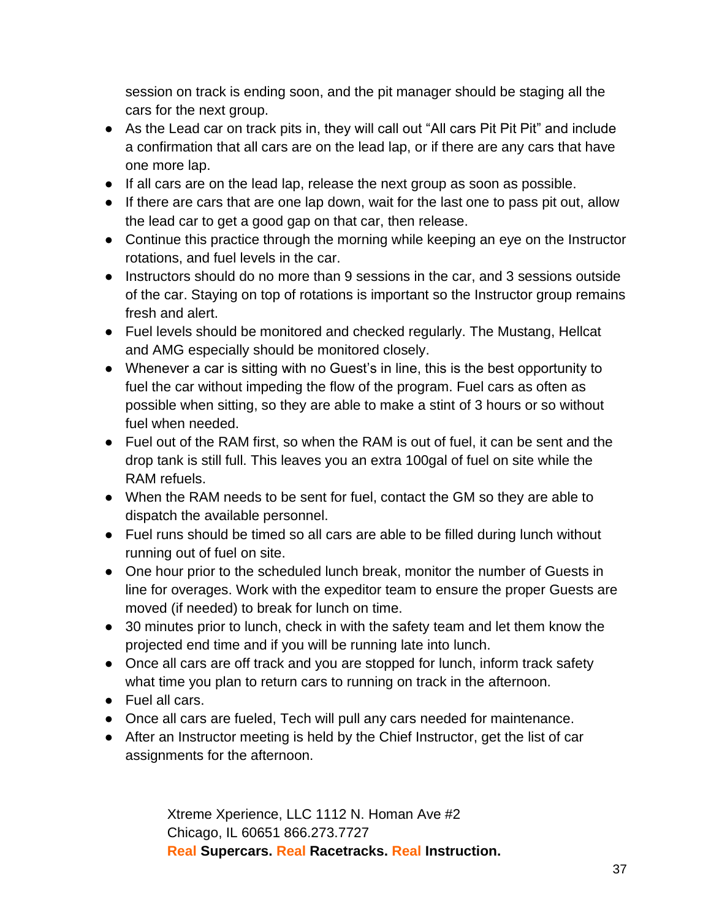session on track is ending soon, and the pit manager should be staging all the cars for the next group.

- As the Lead car on track pits in, they will call out “All cars Pit Pit Pit” and include a confirmation that all cars are on the lead lap, or if there are any cars that have one more lap.
- If all cars are on the lead lap, release the next group as soon as possible.
- If there are cars that are one lap down, wait for the last one to pass pit out, allow the lead car to get a good gap on that car, then release.
- Continue this practice through the morning while keeping an eye on the Instructor rotations, and fuel levels in the car.
- Instructors should do no more than 9 sessions in the car, and 3 sessions outside of the car. Staying on top of rotations is important so the Instructor group remains fresh and alert.
- Fuel levels should be monitored and checked regularly. The Mustang, Hellcat and AMG especially should be monitored closely.
- Whenever a car is sitting with no Guest’s in line, this is the best opportunity to fuel the car without impeding the flow of the program. Fuel cars as often as possible when sitting, so they are able to make a stint of 3 hours or so without fuel when needed.
- Fuel out of the RAM first, so when the RAM is out of fuel, it can be sent and the drop tank is still full. This leaves you an extra 100gal of fuel on site while the RAM refuels.
- When the RAM needs to be sent for fuel, contact the GM so they are able to dispatch the available personnel.
- Fuel runs should be timed so all cars are able to be filled during lunch without running out of fuel on site.
- One hour prior to the scheduled lunch break, monitor the number of Guests in line for overages. Work with the expeditor team to ensure the proper Guests are moved (if needed) to break for lunch on time.
- 30 minutes prior to lunch, check in with the safety team and let them know the projected end time and if you will be running late into lunch.
- Once all cars are off track and you are stopped for lunch, inform track safety what time you plan to return cars to running on track in the afternoon.
- Fuel all cars.
- Once all cars are fueled, Tech will pull any cars needed for maintenance.
- After an Instructor meeting is held by the Chief Instructor, get the list of car assignments for the afternoon.

Xtreme Xperience, LLC 1112 N. Homan Ave #2
Chicago, IL 60651 866.273.7727
**Real Supercars. Real Racetracks. Real Instruction.**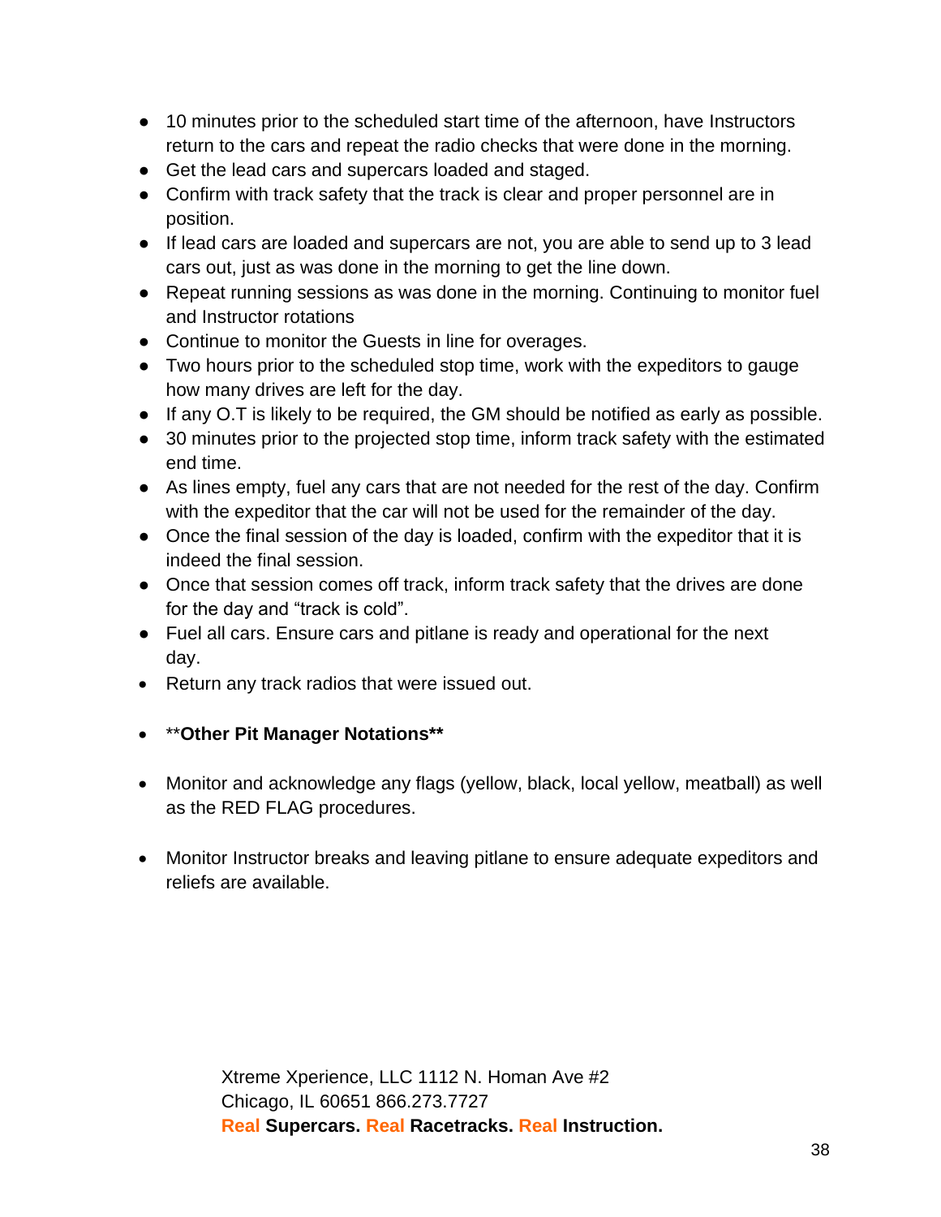- 10 minutes prior to the scheduled start time of the afternoon, have Instructors return to the cars and repeat the radio checks that were done in the morning.
- Get the lead cars and supercars loaded and staged.
- Confirm with track safety that the track is clear and proper personnel are in position.
- If lead cars are loaded and supercars are not, you are able to send up to 3 lead cars out, just as was done in the morning to get the line down.
- Repeat running sessions as was done in the morning. Continuing to monitor fuel and Instructor rotations
- Continue to monitor the Guests in line for overages.
- Two hours prior to the scheduled stop time, work with the expeditors to gauge how many drives are left for the day.
- If any O.T is likely to be required, the GM should be notified as early as possible.
- 30 minutes prior to the projected stop time, inform track safety with the estimated end time.
- As lines empty, fuel any cars that are not needed for the rest of the day. Confirm with the expeditor that the car will not be used for the remainder of the day.
- Once the final session of the day is loaded, confirm with the expeditor that it is indeed the final session.
- Once that session comes off track, inform track safety that the drives are done for the day and "track is cold".
- Fuel all cars. Ensure cars and pitlane is ready and operational for the next day.
- Return any track radios that were issued out.

- **Other Pit Manager Notations**

- Monitor and acknowledge any flags (yellow, black, local yellow, meatball) as well as the RED FLAG procedures.

- Monitor Instructor breaks and leaving pitlane to ensure adequate expeditors and reliefs are available.

Xtreme Xperience, LLC 1112 N. Homan Ave #2
Chicago, IL 60651 866.273.7727
**Real Supercars. Real Racetracks. Real Instruction.**